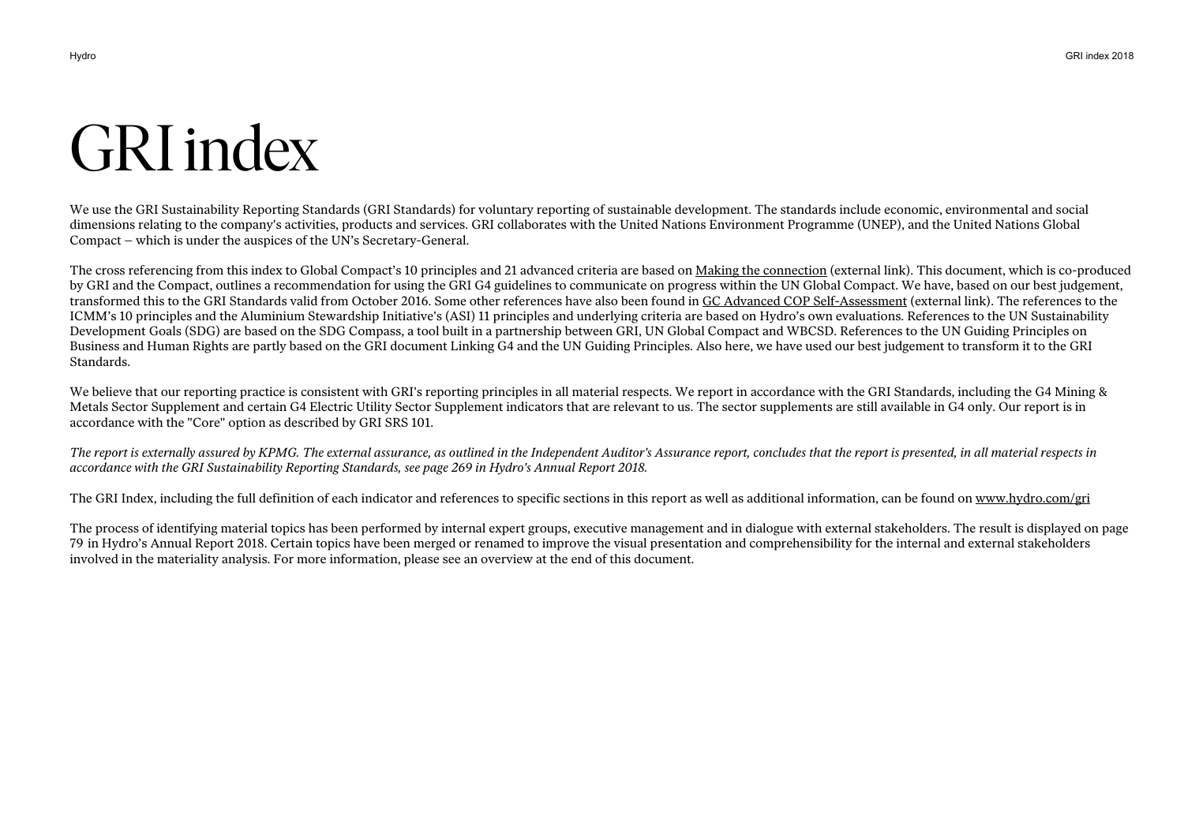# GRI index

We use the GRI Sustainability Reporting Standards (GRI Standards) for voluntary reporting of sustainable development. The standards include economic, environmental and social dimensions relating to the company's activities, products and services. GRI collaborates with the United Nations Environment Programme (UNEP), and the United Nations Global Compact – which is under the auspices of the UN's Secretary-General.

The cross referencing from this index to Global Compact's 10 principles and 21 advanced criteria are based on Making the connection (external link). This document, which is co-produced by GRI and the Compact, outlines a recommendation for using the GRI G4 guidelines to communicate on progress within the UN Global Compact. We have, based on our best judgement, transformed this to the GRI Standards valid from October 2016. Some other references have also been found in GC Advanced COP Self-Assessment (external link). The references to the ICMM's 10 principles and the Aluminium Stewardship Initiative's (ASI) 11 principles and underlying criteria are based on Hydro's own evaluations. References to the UN Sustainability Development Goals (SDG) are based on the SDG Compass, a tool built in a partnership between GRI, UN Global Compact and WBCSD. References to the UN Guiding Principles on Business and Human Rights are partly based on the GRI document Linking G4 and the UN Guiding Principles. Also here, we have used our best judgement to transform it to the GRI Standards.

We believe that our reporting practice is consistent with GRI's reporting principles in all material respects. We report in accordance with the GRI Standards, including the G4 Mining & Metals Sector Supplement and certain G4 Electric Utility Sector Supplement indicators that are relevant to us. The sector supplements are still available in G4 only. Our report is in accordance with the "Core" option as described by GRI SRS 101.

*The report is externally assured by KPMG. The external assurance, as outlined in the Independent Auditor's Assurance report, concludes that the report is presented, in all material respects in accordance with the GRI Sustainability Reporting Standards, see page 269 in Hydro's Annual Report 2018.*

The GRI Index, including the full definition of each indicator and references to specific sections in this report as well as additional information, can be found on www.hydro.com/gri

The process of identifying material topics has been performed by internal expert groups, executive management and in dialogue with external stakeholders. The result is displayed on page 79 in Hydro's Annual Report 2018. Certain topics have been merged or renamed to improve the visual presentation and comprehensibility for the internal and external stakeholders involved in the materiality analysis. For more information, please see an overview at the end of this document.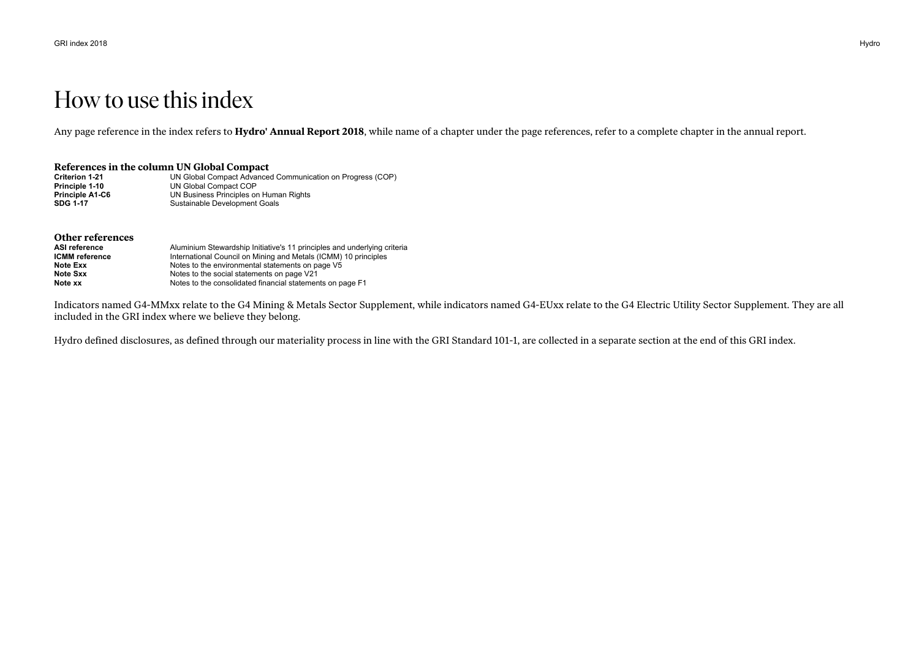# How to use this index

Any page reference in the index refers to **Hydro' Annual Report 2018**, while name of a chapter under the page references, refer to a complete chapter in the annual report.

### References in the column UN Global Compact

| | |
|---|---|
| **Criterion 1-21** | UN Global Compact Advanced Communication on Progress (COP) |
| **Principle 1-10** | UN Global Compact COP |
| **Principle A1-C6** | UN Business Principles on Human Rights |
| **SDG 1-17** | Sustainable Development Goals |

### Other references

| | |
|---|---|
| **ASI reference** | Aluminium Stewardship Initiative's 11 principles and underlying criteria |
| **ICMM reference** | International Council on Mining and Metals (ICMM) 10 principles |
| **Note Exx** | Notes to the environmental statements on page V5 |
| **Note Sxx** | Notes to the social statements on page V21 |
| **Note xx** | Notes to the consolidated financial statements on page F1 |

Indicators named G4-MMxx relate to the G4 Mining & Metals Sector Supplement, while indicators named G4-EUxx relate to the G4 Electric Utility Sector Supplement. They are all included in the GRI index where we believe they belong.

Hydro defined disclosures, as defined through our materiality process in line with the GRI Standard 101-1, are collected in a separate section at the end of this GRI index.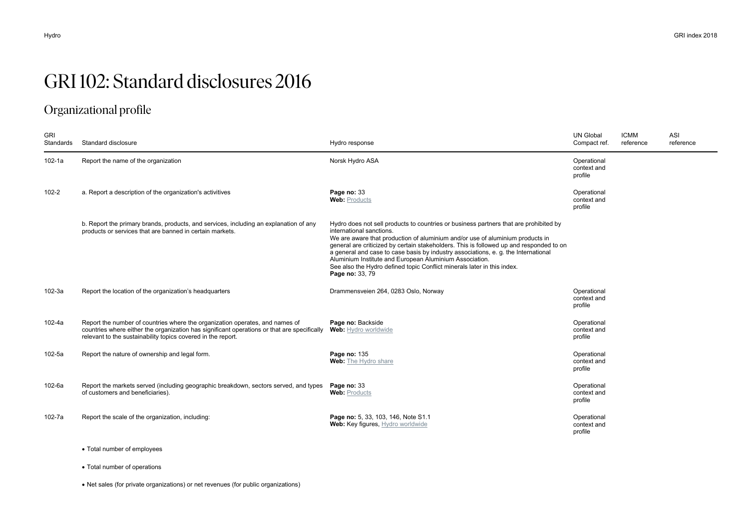# GRI 102: Standard disclosures 2016

## Organizational profile

| GRI Standards | Standard disclosure | Hydro response | UN Global Compact ref. | ICMM reference | ASI reference |
|---|---|---|---|---|---|
| 102-1a | Report the name of the organization | Norsk Hydro ASA | Operational context and profile | | |
| 102-2 | a. Report a description of the organization's activitives | **Page no:** 33<br>**Web:** Products | Operational context and profile | | |
| | b. Report the primary brands, products, and services, including an explanation of any products or services that are banned in certain markets. | Hydro does not sell products to countries or business partners that are prohibited by international sanctions.<br>We are aware that production of aluminium and/or use of aluminium products in general are criticized by certain stakeholders. This is followed up and responded to on a general and case to case basis by industry associations, e. g. the International Aluminium Institute and European Aluminium Association.<br>See also the Hydro defined topic Conflict minerals later in this index.<br>**Page no:** 33, 79 | | | |
| 102-3a | Report the location of the organization's headquarters | Drammensveien 264, 0283 Oslo, Norway | Operational context and profile | | |
| 102-4a | Report the number of countries where the organization operates, and names of countries where either the organization has significant operations or that are specifically relevant to the sustainability topics covered in the report. | **Page no:** Backside<br>**Web:** Hydro worldwide | Operational context and profile | | |
| 102-5a | Report the nature of ownership and legal form. | **Page no:** 135<br>**Web:** The Hydro share | Operational context and profile | | |
| 102-6a | Report the markets served (including geographic breakdown, sectors served, and types of customers and beneficiaries). | **Page no:** 33<br>**Web:** Products | Operational context and profile | | |
| 102-7a | Report the scale of the organization, including:<br>• Total number of employees<br>• Total number of operations<br>• Net sales (for private organizations) or net revenues (for public organizations) | **Page no:** 5, 33, 103, 146, Note S1.1<br>**Web:** Key figures, Hydro worldwide | Operational context and profile | | |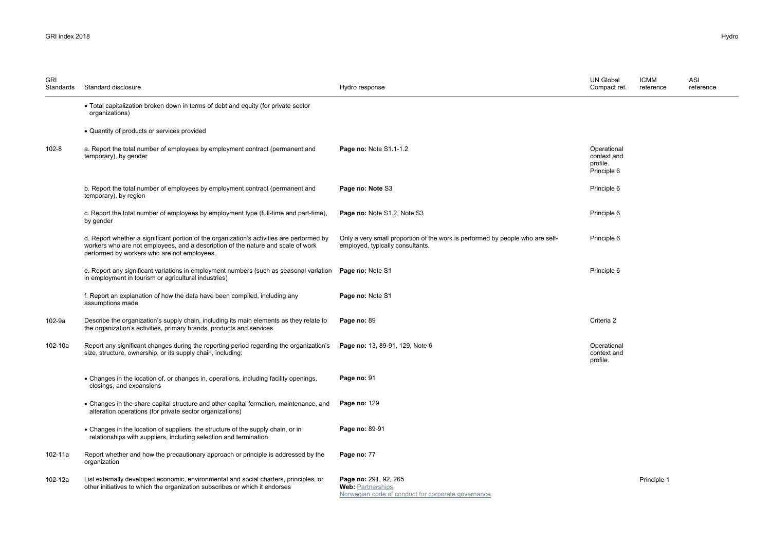| GRI Standards | Standard disclosure | Hydro response | UN Global Compact ref. | ICMM reference | ASI reference |
|---|---|---|---|---|---|
| | • Total capitalization broken down in terms of debt and equity (for private sector organizations) | | | | |
| | • Quantity of products or services provided | | | | |
| 102-8 | a. Report the total number of employees by employment contract (permanent and temporary), by gender | **Page no:** Note S1.1-1.2 | Operational context and profile. Principle 6 | | |
| | b. Report the total number of employees by employment contract (permanent and temporary), by region | **Page no: Note** S3 | Principle 6 | | |
| | c. Report the total number of employees by employment type (full-time and part-time), by gender | **Page no:** Note S1.2, Note S3 | Principle 6 | | |
| | d. Report whether a significant portion of the organization's activities are performed by workers who are not employees, and a description of the nature and scale of work performed by workers who are not employees. | Only a very small proportion of the work is performed by people who are self-employed, typically consultants. | Principle 6 | | |
| | e. Report any significant variations in employment numbers (such as seasonal variation in employment in tourism or agricultural industries) | **Page no:** Note S1 | Principle 6 | | |
| | f. Report an explanation of how the data have been compiled, including any assumptions made | **Page no:** Note S1 | | | |
| 102-9a | Describe the organization's supply chain, including its main elements as they relate to the organization's activities, primary brands, products and services | **Page no:** 89 | Criteria 2 | | |
| 102-10a | Report any significant changes during the reporting period regarding the organization's size, structure, ownership, or its supply chain, including: | **Page no:** 13, 89-91, 129, Note 6 | Operational context and profile. | | |
| | • Changes in the location of, or changes in, operations, including facility openings, closings, and expansions | **Page no:** 91 | | | |
| | • Changes in the share capital structure and other capital formation, maintenance, and alteration operations (for private sector organizations) | **Page no:** 129 | | | |
| | • Changes in the location of suppliers, the structure of the supply chain, or in relationships with suppliers, including selection and termination | **Page no:** 89-91 | | | |
| 102-11a | Report whether and how the precautionary approach or principle is addressed by the organization | **Page no:** 77 | | | |
| 102-12a | List externally developed economic, environmental and social charters, principles, or other initiatives to which the organization subscribes or which it endorses | **Page no:** 291, 92, 265<br>**Web:** Partnerships, Norwegian code of conduct for corporate governance | | Principle 1 | |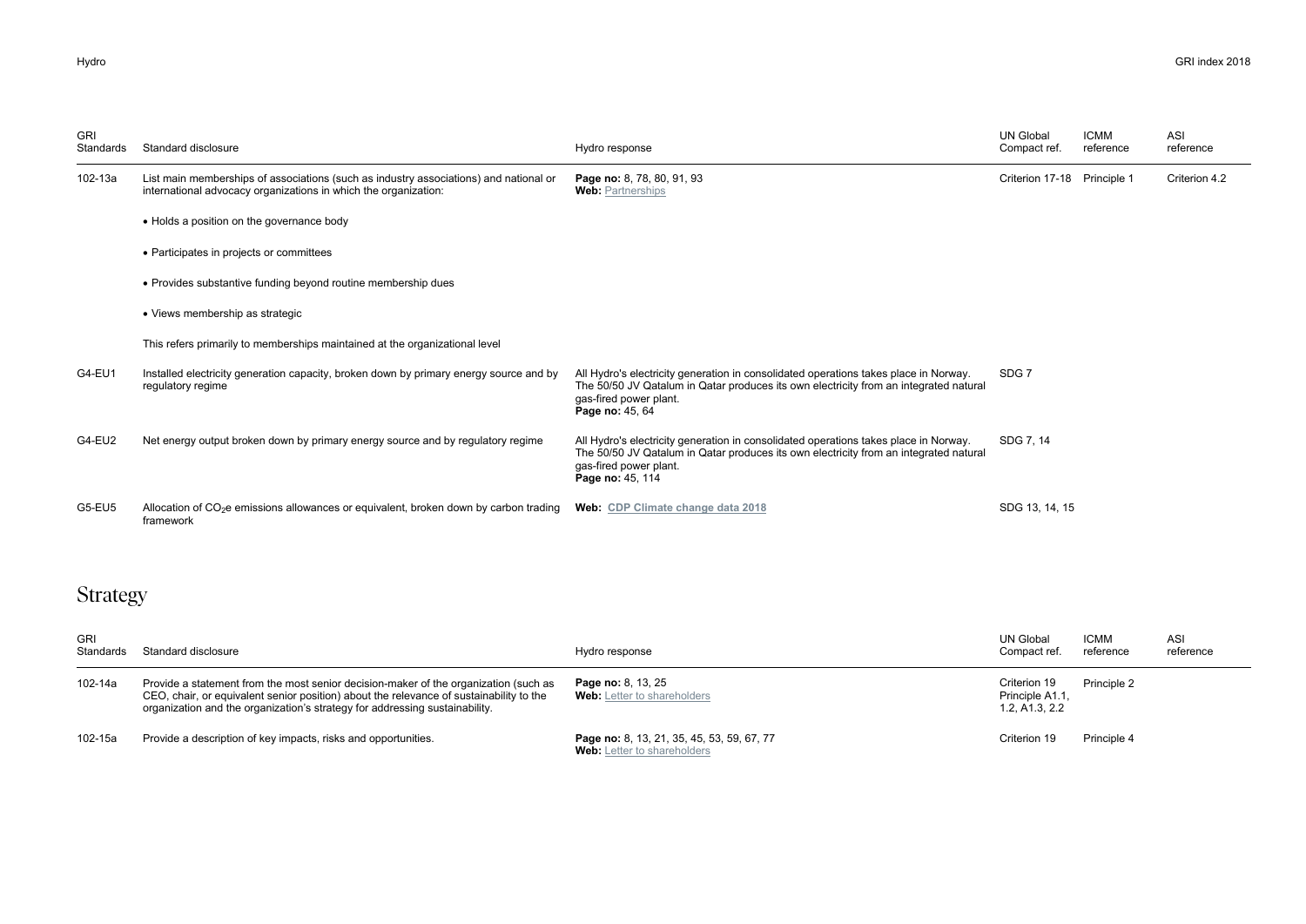| GRI Standards | Standard disclosure | Hydro response | UN Global Compact ref. | ICMM reference | ASI reference |
|---|---|---|---|---|---|
| 102-13a | List main memberships of associations (such as industry associations) and national or international advocacy organizations in which the organization:<br>• Holds a position on the governance body<br>• Participates in projects or committees<br>• Provides substantive funding beyond routine membership dues<br>• Views membership as strategic<br>This refers primarily to memberships maintained at the organizational level | **Page no:** 8, 78, 80, 91, 93<br>**Web:** Partnerships | Criterion 17-18 | Principle 1 | Criterion 4.2 |
| G4-EU1 | Installed electricity generation capacity, broken down by primary energy source and by regulatory regime | All Hydro's electricity generation in consolidated operations takes place in Norway. The 50/50 JV Qatalum in Qatar produces its own electricity from an integrated natural gas-fired power plant.<br>**Page no:** 45, 64 | SDG 7 | | |
| G4-EU2 | Net energy output broken down by primary energy source and by regulatory regime | All Hydro's electricity generation in consolidated operations takes place in Norway. The 50/50 JV Qatalum in Qatar produces its own electricity from an integrated natural gas-fired power plant.<br>**Page no:** 45, 114 | SDG 7, 14 | | |
| G5-EU5 | Allocation of $CO_2$e emissions allowances or equivalent, broken down by carbon trading framework | **Web: CDP Climate change data 2018** | SDG 13, 14, 15 | | |

## Strategy

| GRI Standards | Standard disclosure | Hydro response | UN Global Compact ref. | ICMM reference | ASI reference |
|---|---|---|---|---|---|
| 102-14a | Provide a statement from the most senior decision-maker of the organization (such as CEO, chair, or equivalent senior position) about the relevance of sustainability to the organization and the organization's strategy for addressing sustainability. | **Page no:** 8, 13, 25<br>**Web:** Letter to shareholders | Criterion 19<br>Principle A1.1, 1.2, A1.3, 2.2 | Principle 2 | |
| 102-15a | Provide a description of key impacts, risks and opportunities. | **Page no:** 8, 13, 21, 35, 45, 53, 59, 67, 77<br>**Web:** Letter to shareholders | Criterion 19 | Principle 4 | |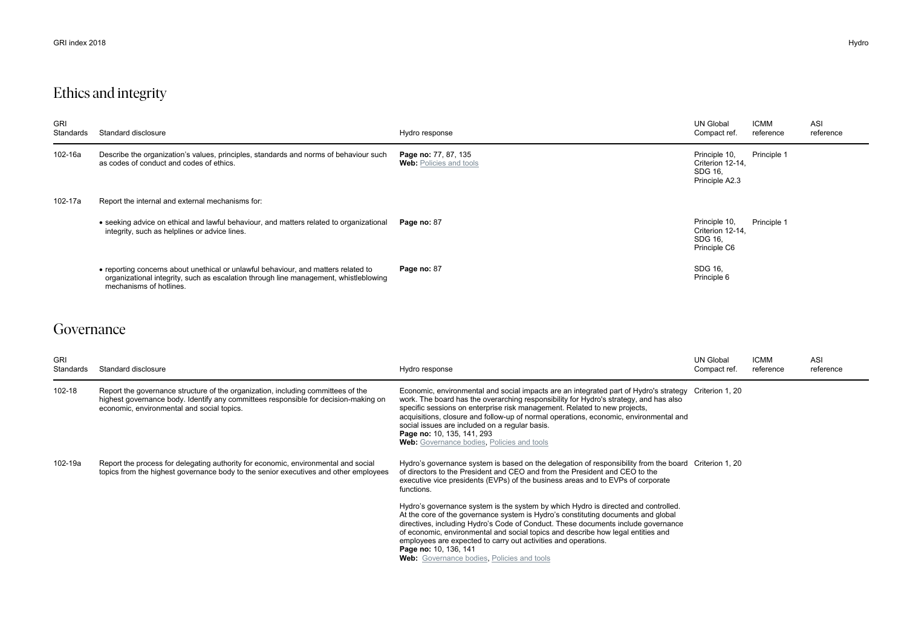## Ethics and integrity

| GRI Standards | Standard disclosure | Hydro response | UN Global Compact ref. | ICMM reference | ASI reference |
|---|---|---|---|---|---|
| 102-16a | Describe the organization's values, principles, standards and norms of behaviour such as codes of conduct and codes of ethics. | **Page no:** 77, 87, 135<br>**Web:** Policies and tools | Principle 10, Criterion 12-14, SDG 16, Principle A2.3 | Principle 1 | |
| 102-17a | Report the internal and external mechanisms for: | | | | |
| | • seeking advice on ethical and lawful behaviour, and matters related to organizational integrity, such as helplines or advice lines. | **Page no:** 87 | Principle 10, Criterion 12-14, SDG 16, Principle C6 | Principle 1 | |
| | • reporting concerns about unethical or unlawful behaviour, and matters related to organizational integrity, such as escalation through line management, whistleblowing mechanisms of hotlines. | **Page no:** 87 | SDG 16, Principle 6 | | |

## Governance

| GRI Standards | Standard disclosure | Hydro response | UN Global Compact ref. | ICMM reference | ASI reference |
|---|---|---|---|---|---|
| 102-18 | Report the governance structure of the organization, including committees of the highest governance body. Identify any committees responsible for decision-making on economic, environmental and social topics. | Economic, environmental and social impacts are an integrated part of Hydro's strategy work. The board has the overarching responsibility for Hydro's strategy, and has also specific sessions on enterprise risk management. Related to new projects, acquisitions, closure and follow-up of normal operations, economic, environmental and social issues are included on a regular basis.<br>**Page no:** 10, 135, 141, 293<br>**Web:** Governance bodies, Policies and tools | Criterion 1, 20 | | |
| 102-19a | Report the process for delegating authority for economic, environmental and social topics from the highest governance body to the senior executives and other employees | Hydro's governance system is based on the delegation of responsibility from the board of directors to the President and CEO and from the President and CEO to the executive vice presidents (EVPs) of the business areas and to EVPs of corporate functions.<br><br>Hydro's governance system is the system by which Hydro is directed and controlled. At the core of the governance system is Hydro's constituting documents and global directives, including Hydro's Code of Conduct. These documents include governance of economic, environmental and social topics and describe how legal entities and employees are expected to carry out activities and operations.<br>**Page no:** 10, 136, 141<br>**Web:** Governance bodies, Policies and tools | Criterion 1, 20 | | |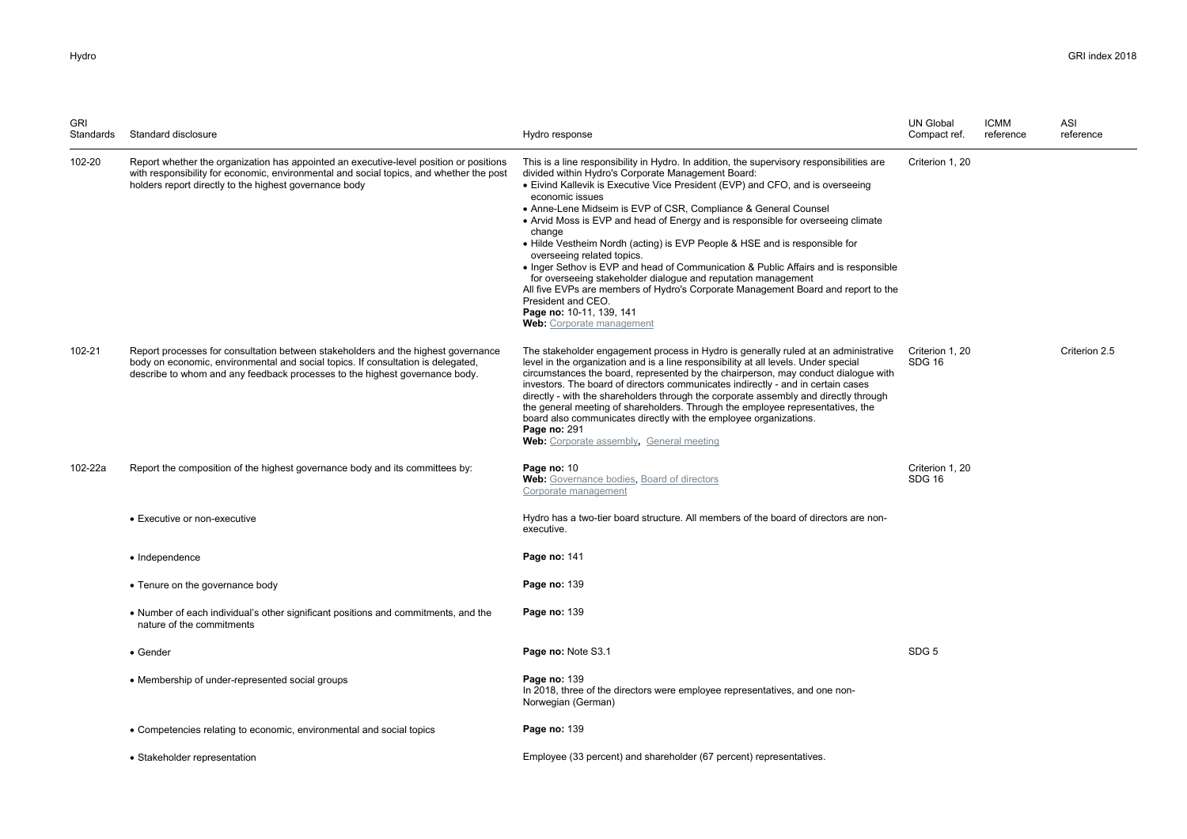| GRI Standards | Standard disclosure | Hydro response | UN Global Compact ref. | ICMM reference | ASI reference |
|---|---|---|---|---|---|
| 102-20 | Report whether the organization has appointed an executive-level position or positions with responsibility for economic, environmental and social topics, and whether the post holders report directly to the highest governance body | This is a line responsibility in Hydro. In addition, the supervisory responsibilities are divided within Hydro's Corporate Management Board:<br>• Eivind Kallevik is Executive Vice President (EVP) and CFO, and is overseeing economic issues<br>• Anne-Lene Midseim is EVP of CSR, Compliance & General Counsel<br>• Arvid Moss is EVP and head of Energy and is responsible for overseeing climate change<br>• Hilde Vestheim Nordh (acting) is EVP People & HSE and is responsible for overseeing related topics.<br>• Inger Sethov is EVP and head of Communication & Public Affairs and is responsible for overseeing stakeholder dialogue and reputation management<br>All five EVPs are members of Hydro's Corporate Management Board and report to the President and CEO.<br>**Page no:** 10-11, 139, 141<br>**Web:** Corporate management | Criterion 1, 20 | | |
| 102-21 | Report processes for consultation between stakeholders and the highest governance body on economic, environmental and social topics. If consultation is delegated, describe to whom and any feedback processes to the highest governance body. | The stakeholder engagement process in Hydro is generally ruled at an administrative level in the organization and is a line responsibility at all levels. Under special circumstances the board, represented by the chairperson, may conduct dialogue with investors. The board of directors communicates indirectly - and in certain cases directly - with the shareholders through the corporate assembly and directly through the general meeting of shareholders. Through the employee representatives, the board also communicates directly with the employee organizations.<br>**Page no:** 291<br>**Web:** Corporate assembly, General meeting | Criterion 1, 20<br>SDG 16 | | Criterion 2.5 |
| 102-22a | Report the composition of the highest governance body and its committees by: | **Page no:** 10<br>**Web:** Governance bodies, Board of directors<br>Corporate management | Criterion 1, 20<br>SDG 16 | | |
| | • Executive or non-executive | Hydro has a two-tier board structure. All members of the board of directors are non-executive. | | | |
| | • Independence | **Page no:** 141 | | | |
| | • Tenure on the governance body | **Page no:** 139 | | | |
| | • Number of each individual's other significant positions and commitments, and the nature of the commitments | **Page no:** 139 | | | |
| | • Gender | **Page no:** Note S3.1 | SDG 5 | | |
| | • Membership of under-represented social groups | **Page no:** 139<br>In 2018, three of the directors were employee representatives, and one non-Norwegian (German) | | | |
| | • Competencies relating to economic, environmental and social topics | **Page no:** 139 | | | |
| | • Stakeholder representation | Employee (33 percent) and shareholder (67 percent) representatives. | | | |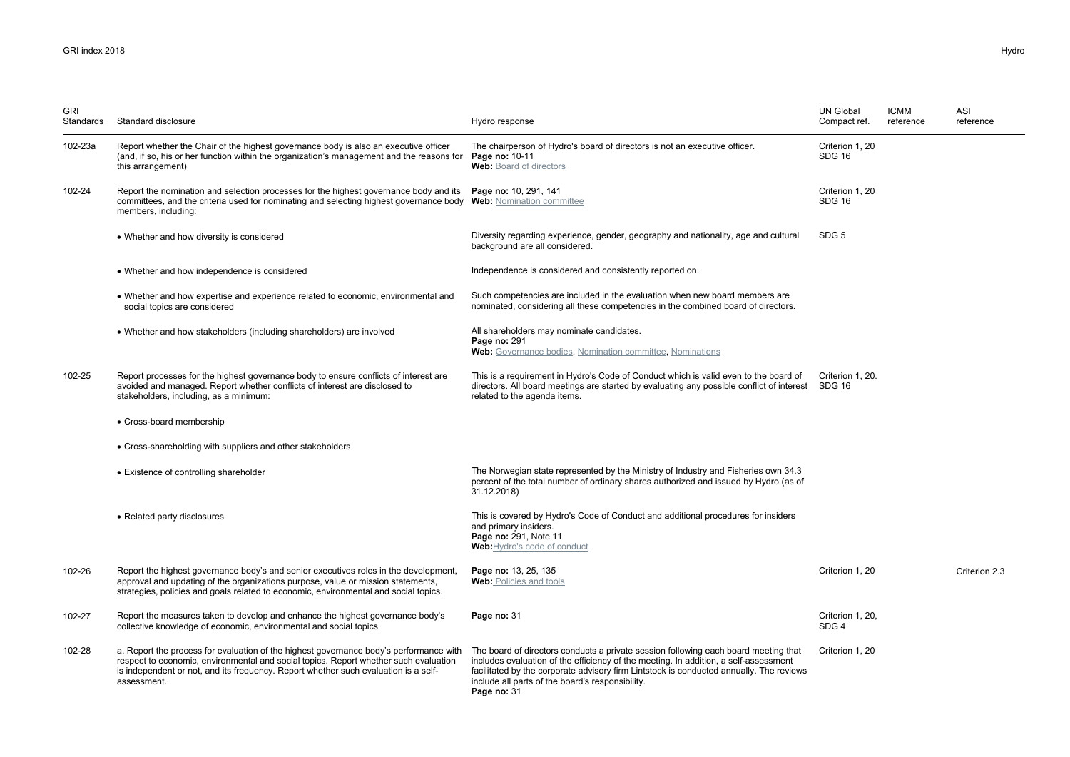| GRI Standards | Standard disclosure | Hydro response | UN Global Compact ref. | ICMM reference | ASI reference |
|---|---|---|---|---|---|
| 102-23a | Report whether the Chair of the highest governance body is also an executive officer (and, if so, his or her function within the organization's management and the reasons for this arrangement) | The chairperson of Hydro's board of directors is not an executive officer.<br>**Page no:** 10-11<br>**Web:** Board of directors | Criterion 1, 20<br>SDG 16 | | |
| 102-24 | Report the nomination and selection processes for the highest governance body and its committees, and the criteria used for nominating and selecting highest governance body members, including: | **Page no:** 10, 291, 141<br>**Web:** Nomination committee | Criterion 1, 20<br>SDG 16 | | |
| | • Whether and how diversity is considered | Diversity regarding experience, gender, geography and nationality, age and cultural background are all considered. | SDG 5 | | |
| | • Whether and how independence is considered | Independence is considered and consistently reported on. | | | |
| | • Whether and how expertise and experience related to economic, environmental and social topics are considered | Such competencies are included in the evaluation when new board members are nominated, considering all these competencies in the combined board of directors. | | | |
| | • Whether and how stakeholders (including shareholders) are involved | All shareholders may nominate candidates.<br>**Page no:** 291<br>**Web:** Governance bodies, Nomination committee, Nominations | | | |
| 102-25 | Report processes for the highest governance body to ensure conflicts of interest are avoided and managed. Report whether conflicts of interest are disclosed to stakeholders, including, as a minimum: | This is a requirement in Hydro's Code of Conduct which is valid even to the board of directors. All board meetings are started by evaluating any possible conflict of interest related to the agenda items. | Criterion 1, 20.<br>SDG 16 | | |
| | • Cross-board membership | | | | |
| | • Cross-shareholding with suppliers and other stakeholders | | | | |
| | • Existence of controlling shareholder | The Norwegian state represented by the Ministry of Industry and Fisheries own 34.3 percent of the total number of ordinary shares authorized and issued by Hydro (as of 31.12.2018) | | | |
| | • Related party disclosures | This is covered by Hydro's Code of Conduct and additional procedures for insiders and primary insiders.<br>**Page no:** 291, Note 11<br>**Web:** Hydro's code of conduct | | | |
| 102-26 | Report the highest governance body's and senior executives roles in the development, approval and updating of the organizations purpose, value or mission statements, strategies, policies and goals related to economic, environmental and social topics. | **Page no:** 13, 25, 135<br>**Web:** Policies and tools | Criterion 1, 20 | | Criterion 2.3 |
| 102-27 | Report the measures taken to develop and enhance the highest governance body's collective knowledge of economic, environmental and social topics | **Page no:** 31 | Criterion 1, 20,<br>SDG 4 | | |
| 102-28 | a. Report the process for evaluation of the highest governance body's performance with respect to economic, environmental and social topics. Report whether such evaluation is independent or not, and its frequency. Report whether such evaluation is a self-assessment. | The board of directors conducts a private session following each board meeting that includes evaluation of the efficiency of the meeting. In addition, a self-assessment facilitated by the corporate advisory firm Lintstock is conducted annually. The reviews include all parts of the board's responsibility.<br>**Page no:** 31 | Criterion 1, 20 | | |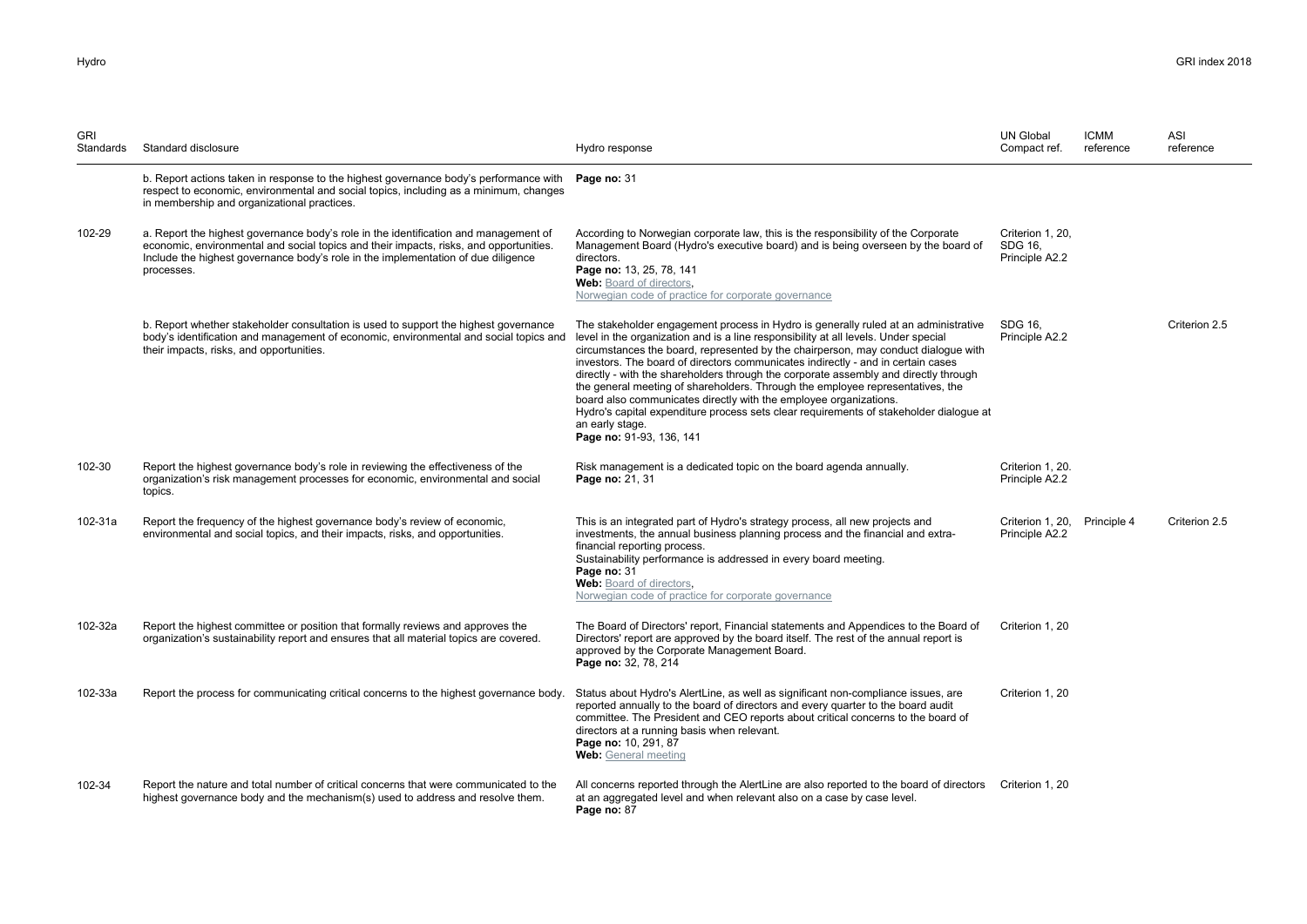| GRI Standards | Standard disclosure | Hydro response | UN Global Compact ref. | ICMM reference | ASI reference |
|---|---|---|---|---|---|
| | b. Report actions taken in response to the highest governance body's performance with respect to economic, environmental and social topics, including as a minimum, changes in membership and organizational practices. | **Page no:** 31 | | | |
| 102-29 | a. Report the highest governance body's role in the identification and management of economic, environmental and social topics and their impacts, risks, and opportunities. Include the highest governance body's role in the implementation of due diligence processes. | According to Norwegian corporate law, this is the responsibility of the Corporate Management Board (Hydro's executive board) and is being overseen by the board of directors.<br>**Page no:** 13, 25, 78, 141<br>**Web:** Board of directors, Norwegian code of practice for corporate governance | Criterion 1, 20, SDG 16, Principle A2.2 | | |
| | b. Report whether stakeholder consultation is used to support the highest governance body's identification and management of economic, environmental and social topics and their impacts, risks, and opportunities. | The stakeholder engagement process in Hydro is generally ruled at an administrative level in the organization and is a line responsibility at all levels. Under special circumstances the board, represented by the chairperson, may conduct dialogue with investors. The board of directors communicates indirectly - and in certain cases directly - with the shareholders through the corporate assembly and directly through the general meeting of shareholders. Through the employee representatives, the board also communicates directly with the employee organizations.<br>Hydro's capital expenditure process sets clear requirements of stakeholder dialogue at an early stage.<br>**Page no:** 91-93, 136, 141 | SDG 16, Principle A2.2 | | Criterion 2.5 |
| 102-30 | Report the highest governance body's role in reviewing the effectiveness of the organization's risk management processes for economic, environmental and social topics. | Risk management is a dedicated topic on the board agenda annually.<br>**Page no:** 21, 31 | Criterion 1, 20. Principle A2.2 | | |
| 102-31a | Report the frequency of the highest governance body's review of economic, environmental and social topics, and their impacts, risks, and opportunities. | This is an integrated part of Hydro's strategy process, all new projects and investments, the annual business planning process and the financial and extra-financial reporting process.<br>Sustainability performance is addressed in every board meeting.<br>**Page no:** 31<br>**Web:** Board of directors, Norwegian code of practice for corporate governance | Criterion 1, 20, Principle A2.2 | Principle 4 | Criterion 2.5 |
| 102-32a | Report the highest committee or position that formally reviews and approves the organization's sustainability report and ensures that all material topics are covered. | The Board of Directors' report, Financial statements and Appendices to the Board of Directors' report are approved by the board itself. The rest of the annual report is approved by the Corporate Management Board.<br>**Page no:** 32, 78, 214 | Criterion 1, 20 | | |
| 102-33a | Report the process for communicating critical concerns to the highest governance body. | Status about Hydro's AlertLine, as well as significant non-compliance issues, are reported annually to the board of directors and every quarter to the board audit committee. The President and CEO reports about critical concerns to the board of directors at a running basis when relevant.<br>**Page no:** 10, 291, 87<br>**Web:** General meeting | Criterion 1, 20 | | |
| 102-34 | Report the nature and total number of critical concerns that were communicated to the highest governance body and the mechanism(s) used to address and resolve them. | All concerns reported through the AlertLine are also reported to the board of directors at an aggregated level and when relevant also on a case by case level.<br>**Page no:** 87 | Criterion 1, 20 | | |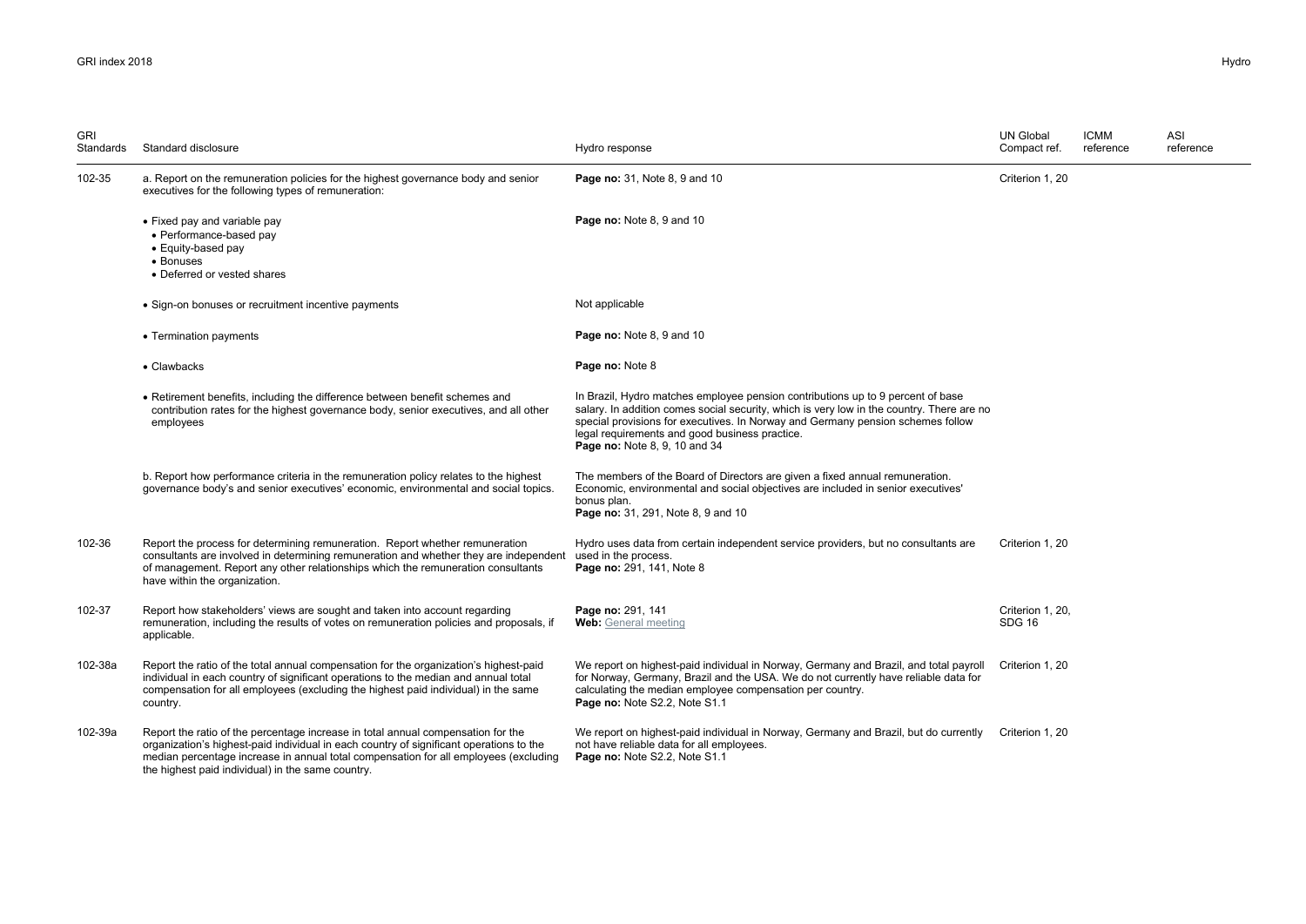| GRI Standards | Standard disclosure | Hydro response | UN Global Compact ref. | ICMM reference | ASI reference |
|---|---|---|---|---|---|
| 102-35 | a. Report on the remuneration policies for the highest governance body and senior executives for the following types of remuneration: | **Page no:** 31, Note 8, 9 and 10 | Criterion 1, 20 | | |
| | • Fixed pay and variable pay<br>• Performance-based pay<br>• Equity-based pay<br>• Bonuses<br>• Deferred or vested shares | **Page no:** Note 8, 9 and 10 | | | |
| | • Sign-on bonuses or recruitment incentive payments | Not applicable | | | |
| | • Termination payments | **Page no:** Note 8, 9 and 10 | | | |
| | • Clawbacks | **Page no:** Note 8 | | | |
| | • Retirement benefits, including the difference between benefit schemes and contribution rates for the highest governance body, senior executives, and all other employees | In Brazil, Hydro matches employee pension contributions up to 9 percent of base salary. In addition comes social security, which is very low in the country. There are no special provisions for executives. In Norway and Germany pension schemes follow legal requirements and good business practice.<br>**Page no:** Note 8, 9, 10 and 34 | | | |
| | b. Report how performance criteria in the remuneration policy relates to the highest governance body's and senior executives' economic, environmental and social topics. | The members of the Board of Directors are given a fixed annual remuneration. Economic, environmental and social objectives are included in senior executives' bonus plan.<br>**Page no:** 31, 291, Note 8, 9 and 10 | | | |
| 102-36 | Report the process for determining remuneration. Report whether remuneration consultants are involved in determining remuneration and whether they are independent of management. Report any other relationships which the remuneration consultants have within the organization. | Hydro uses data from certain independent service providers, but no consultants are used in the process.<br>**Page no:** 291, 141, Note 8 | Criterion 1, 20 | | |
| 102-37 | Report how stakeholders' views are sought and taken into account regarding remuneration, including the results of votes on remuneration policies and proposals, if applicable. | **Page no:** 291, 141<br>**Web:** General meeting | Criterion 1, 20, SDG 16 | | |
| 102-38a | Report the ratio of the total annual compensation for the organization's highest-paid individual in each country of significant operations to the median and annual total compensation for all employees (excluding the highest paid individual) in the same country. | We report on highest-paid individual in Norway, Germany and Brazil, and total payroll for Norway, Germany, Brazil and the USA. We do not currently have reliable data for calculating the median employee compensation per country.<br>**Page no:** Note S2.2, Note S1.1 | Criterion 1, 20 | | |
| 102-39a | Report the ratio of the percentage increase in total annual compensation for the organization's highest-paid individual in each country of significant operations to the median percentage increase in annual total compensation for all employees (excluding the highest paid individual) in the same country. | We report on highest-paid individual in Norway, Germany and Brazil, but do currently not have reliable data for all employees.<br>**Page no:** Note S2.2, Note S1.1 | Criterion 1, 20 | | |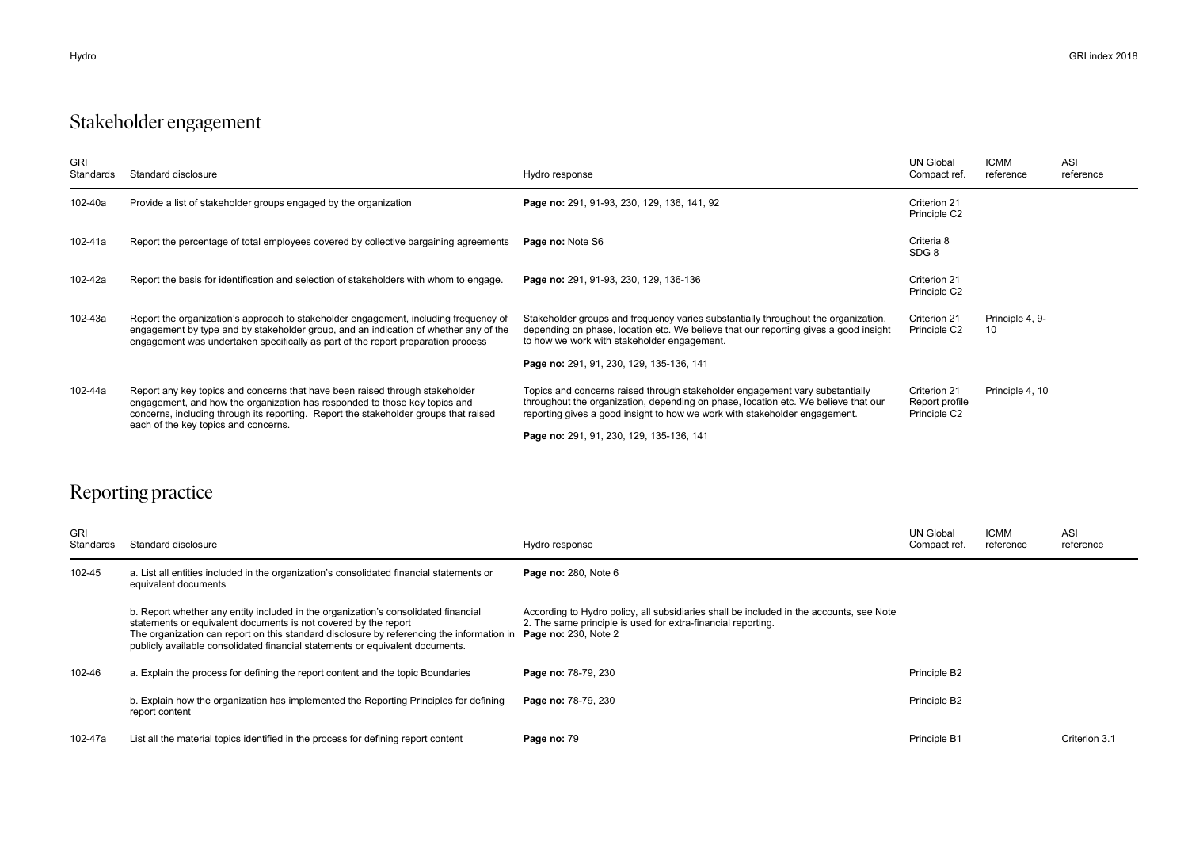## Stakeholder engagement

| GRI Standards | Standard disclosure | Hydro response | UN Global Compact ref. | ICMM reference | ASI reference |
|---|---|---|---|---|---|
| 102-40a | Provide a list of stakeholder groups engaged by the organization | **Page no:** 291, 91-93, 230, 129, 136, 141, 92 | Criterion 21 Principle C2 | | |
| 102-41a | Report the percentage of total employees covered by collective bargaining agreements | **Page no:** Note S6 | Criteria 8 SDG 8 | | |
| 102-42a | Report the basis for identification and selection of stakeholders with whom to engage. | **Page no:** 291, 91-93, 230, 129, 136-136 | Criterion 21 Principle C2 | | |
| 102-43a | Report the organization's approach to stakeholder engagement, including frequency of engagement by type and by stakeholder group, and an indication of whether any of the engagement was undertaken specifically as part of the report preparation process | Stakeholder groups and frequency varies substantially throughout the organization, depending on phase, location etc. We believe that our reporting gives a good insight to how we work with stakeholder engagement.<br><br>**Page no:** 291, 91, 230, 129, 135-136, 141 | Criterion 21 Principle C2 | Principle 4, 9-10 | |
| 102-44a | Report any key topics and concerns that have been raised through stakeholder engagement, and how the organization has responded to those key topics and concerns, including through its reporting. Report the stakeholder groups that raised each of the key topics and concerns. | Topics and concerns raised through stakeholder engagement vary substantially throughout the organization, depending on phase, location etc. We believe that our reporting gives a good insight to how we work with stakeholder engagement.<br><br>**Page no:** 291, 91, 230, 129, 135-136, 141 | Criterion 21 Report profile Principle C2 | Principle 4, 10 | |

## Reporting practice

| GRI Standards | Standard disclosure | Hydro response | UN Global Compact ref. | ICMM reference | ASI reference |
|---|---|---|---|---|---|
| 102-45 | a. List all entities included in the organization's consolidated financial statements or equivalent documents | **Page no:** 280, Note 6 | | | |
| | b. Report whether any entity included in the organization's consolidated financial statements or equivalent documents is not covered by the report<br>The organization can report on this standard disclosure by referencing the information in publicly available consolidated financial statements or equivalent documents. | According to Hydro policy, all subsidiaries shall be included in the accounts, see Note 2. The same principle is used for extra-financial reporting.<br>**Page no:** 230, Note 2 | | | |
| 102-46 | a. Explain the process for defining the report content and the topic Boundaries | **Page no:** 78-79, 230 | Principle B2 | | |
| | b. Explain how the organization has implemented the Reporting Principles for defining report content | **Page no:** 78-79, 230 | Principle B2 | | |
| 102-47a | List all the material topics identified in the process for defining report content | **Page no:** 79 | Principle B1 | | Criterion 3.1 |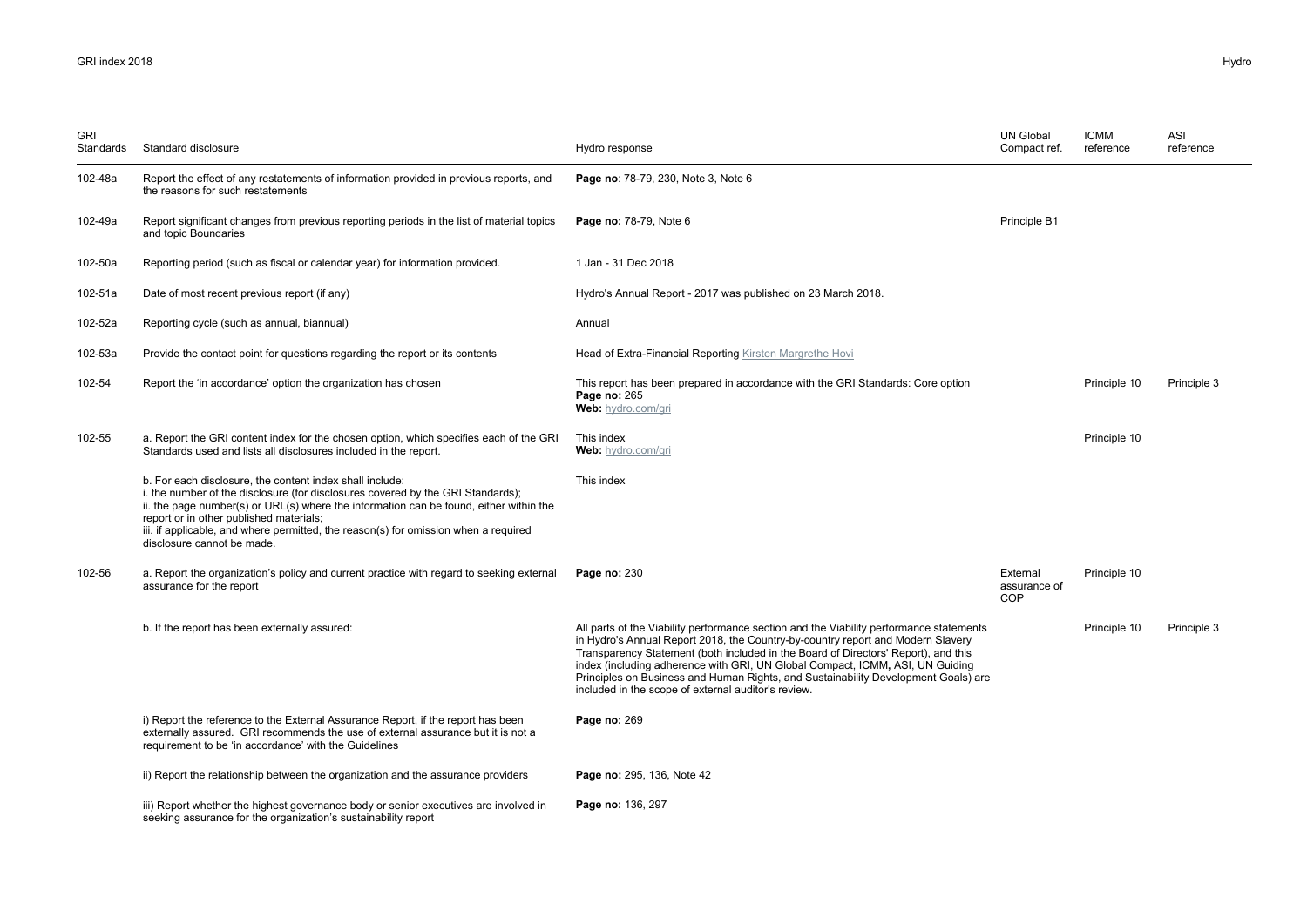| GRI Standards | Standard disclosure | Hydro response | UN Global Compact ref. | ICMM reference | ASI reference |
|---|---|---|---|---|---|
| 102-48a | Report the effect of any restatements of information provided in previous reports, and the reasons for such restatements | **Page no**: 78-79, 230, Note 3, Note 6 | | | |
| 102-49a | Report significant changes from previous reporting periods in the list of material topics and topic Boundaries | **Page no:** 78-79, Note 6 | Principle B1 | | |
| 102-50a | Reporting period (such as fiscal or calendar year) for information provided. | 1 Jan - 31 Dec 2018 | | | |
| 102-51a | Date of most recent previous report (if any) | Hydro's Annual Report - 2017 was published on 23 March 2018. | | | |
| 102-52a | Reporting cycle (such as annual, biannual) | Annual | | | |
| 102-53a | Provide the contact point for questions regarding the report or its contents | Head of Extra-Financial Reporting Kirsten Margrethe Hovi | | | |
| 102-54 | Report the 'in accordance' option the organization has chosen | This report has been prepared in accordance with the GRI Standards: Core option **Page no:** 265 **Web:** hydro.com/gri | | Principle 10 | Principle 3 |
| 102-55 | a. Report the GRI content index for the chosen option, which specifies each of the GRI Standards used and lists all disclosures included in the report. | This index **Web:** hydro.com/gri | | Principle 10 | |
| | b. For each disclosure, the content index shall include: i. the number of the disclosure (for disclosures covered by the GRI Standards); ii. the page number(s) or URL(s) where the information can be found, either within the report or in other published materials; iii. if applicable, and where permitted, the reason(s) for omission when a required disclosure cannot be made. | This index | | | |
| 102-56 | a. Report the organization's policy and current practice with regard to seeking external assurance for the report | **Page no:** 230 | External assurance of COP | Principle 10 | |
| | b. If the report has been externally assured: | All parts of the Viability performance section and the Viability performance statements in Hydro's Annual Report 2018, the Country-by-country report and Modern Slavery Transparency Statement (both included in the Board of Directors' Report), and this index (including adherence with GRI, UN Global Compact, ICMM, ASI, UN Guiding Principles on Business and Human Rights, and Sustainability Development Goals) are included in the scope of external auditor's review. | | Principle 10 | Principle 3 |
| | i) Report the reference to the External Assurance Report, if the report has been externally assured. GRI recommends the use of external assurance but it is not a requirement to be 'in accordance' with the Guidelines | **Page no:** 269 | | | |
| | ii) Report the relationship between the organization and the assurance providers | **Page no:** 295, 136, Note 42 | | | |
| | iii) Report whether the highest governance body or senior executives are involved in seeking assurance for the organization's sustainability report | **Page no:** 136, 297 | | | |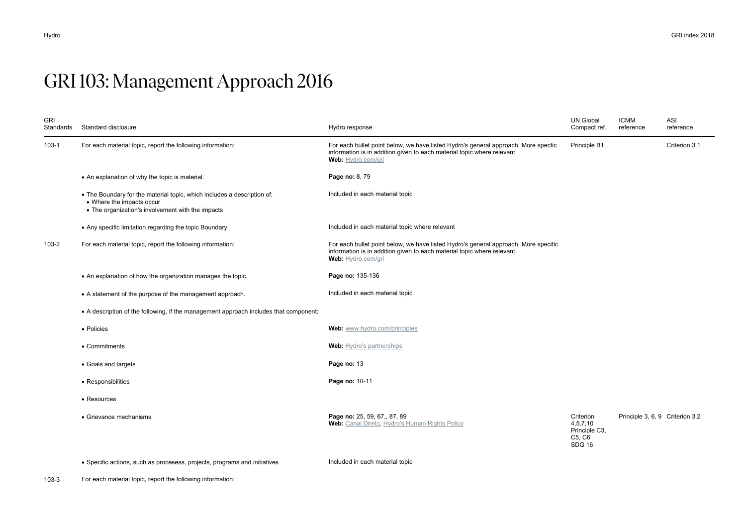# GRI 103: Management Approach 2016

| GRI Standards | Standard disclosure | Hydro response | UN Global Compact ref. | ICMM reference | ASI reference |
|---|---|---|---|---|---|
| 103-1 | For each material topic, report the following information: | For each bullet point below, we have listed Hydro's general approach. More specfic information is in addition given to each material topic where relevant. **Web:** Hydro.com/gri | Principle B1 | | Criterion 3.1 |
| | • An explanation of why the topic is material. | **Page no:** 8, 79 | | | |
| | • The Boundary for the material topic, which includes a description of: • Where the impacts occur • The organization's involvement with the impacts | Included in each material topic | | | |
| | • Any specific limitation regarding the topic Boundary | Included in each material topic where relevant | | | |
| 103-2 | For each material topic, report the following information: | For each bullet point below, we have listed Hydro's general approach. More specfic information is in addition given to each material topic where relevant. **Web:** Hydro.com/gri | | | |
| | • An explanation of how the organization manages the topic. | **Page no:** 135-136 | | | |
| | • A statement of the purpose of the management approach. | Included in each material topic | | | |
| | • A description of the following, if the management approach includes that component: | | | | |
| | • Policies | **Web:** www.hydro.com/principles | | | |
| | • Commitments | **Web:** Hydro's partnerships | | | |
| | • Goals and targets | **Page no:** 13 | | | |
| | • Responsibilities | **Page no:** 10-11 | | | |
| | • Resources | | | | |
| | • Grievance mechanisms | **Page no:** 25, 59, 67,, 87, 89 **Web:** Canal Direto, Hydro's Human Rights Policy | Criterion 4,5,7,10 Principle C3, C5, C6 SDG 16 | Principle 3, 6, 9 | Criterion 3.2 |
| | • Specific actions, such as procesess, projects, programs and initiatives | Included in each material topic | | | |
| 103-3 | For each material topic, report the following information: | | | | |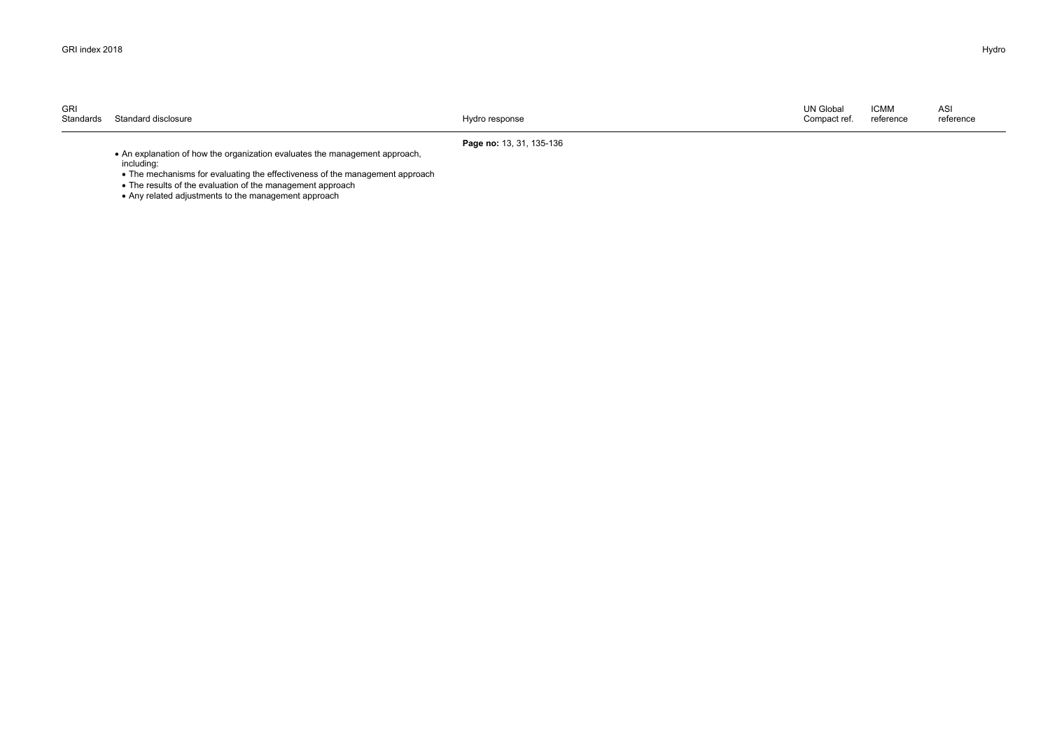| GRI Standards | Standard disclosure | Hydro response | UN Global Compact ref. | ICMM reference | ASI reference |
|---|---|---|---|---|---|
| | • An explanation of how the organization evaluates the management approach, including:<br>• The mechanisms for evaluating the effectiveness of the management approach<br>• The results of the evaluation of the management approach<br>• Any related adjustments to the management approach | **Page no:** 13, 31, 135-136 | | | |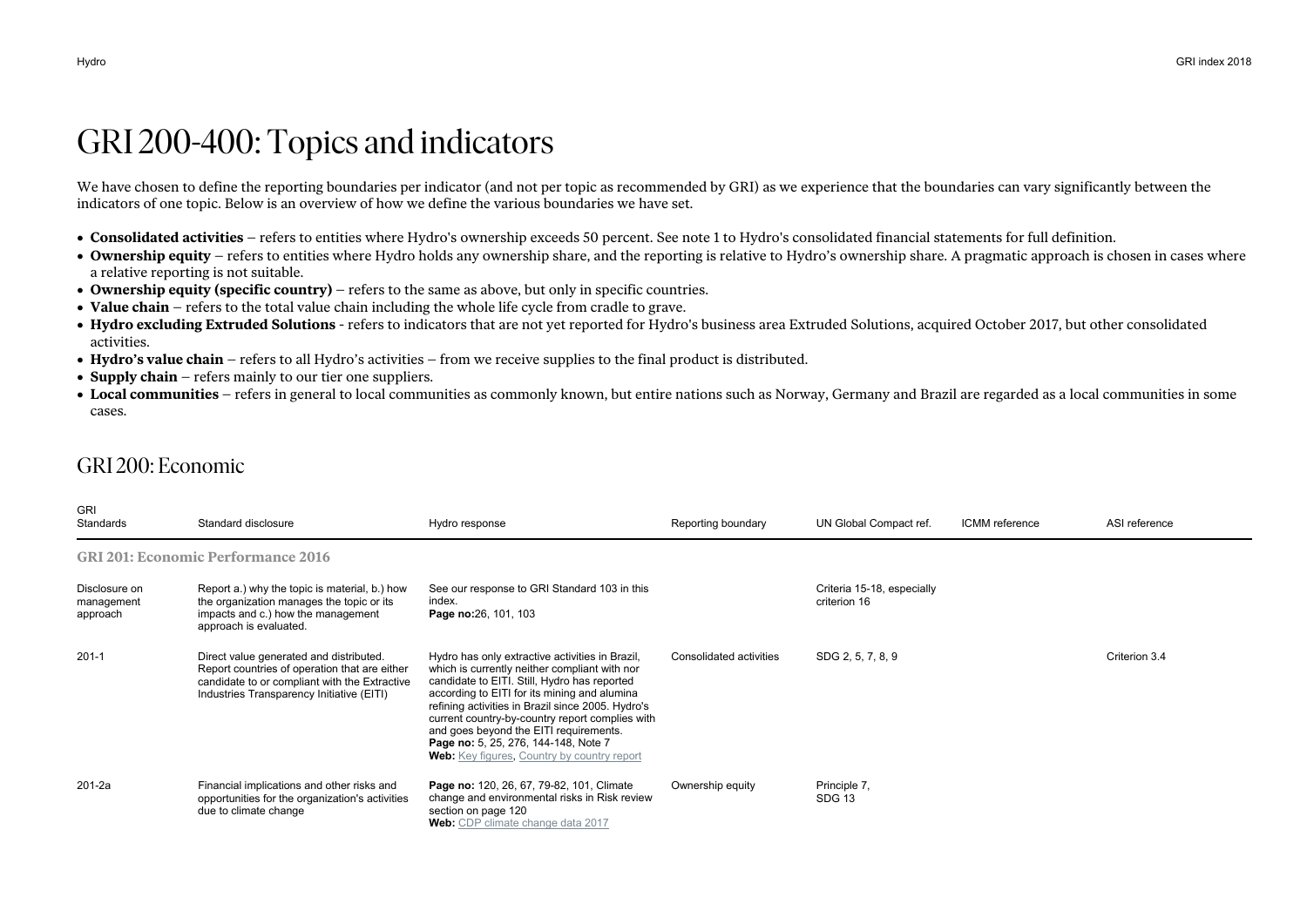# GRI 200-400: Topics and indicators

We have chosen to define the reporting boundaries per indicator (and not per topic as recommended by GRI) as we experience that the boundaries can vary significantly between the indicators of one topic. Below is an overview of how we define the various boundaries we have set.

- **Consolidated activities** – refers to entities where Hydro's ownership exceeds 50 percent. See note 1 to Hydro's consolidated financial statements for full definition.
- **Ownership equity** – refers to entities where Hydro holds any ownership share, and the reporting is relative to Hydro's ownership share. A pragmatic approach is chosen in cases where a relative reporting is not suitable.
- **Ownership equity (specific country)** – refers to the same as above, but only in specific countries.
- **Value chain** – refers to the total value chain including the whole life cycle from cradle to grave.
- **Hydro excluding Extruded Solutions** - refers to indicators that are not yet reported for Hydro's business area Extruded Solutions, acquired October 2017, but other consolidated activities.
- **Hydro's value chain** – refers to all Hydro's activities – from we receive supplies to the final product is distributed.
- **Supply chain** – refers mainly to our tier one suppliers.
- **Local communities** – refers in general to local communities as commonly known, but entire nations such as Norway, Germany and Brazil are regarded as a local communities in some cases.

## GRI 200: Economic

| GRI Standards | Standard disclosure | Hydro response | Reporting boundary | UN Global Compact ref. | ICMM reference | ASI reference |
|---|---|---|---|---|---|---|
| **GRI 201: Economic Performance 2016** | | | | | | |
| Disclosure on management approach | Report a.) why the topic is material, b.) how the organization manages the topic or its impacts and c.) how the management approach is evaluated. | See our response to GRI Standard 103 in this index.<br>**Page no:**26, 101, 103 | | Criteria 15-18, especially criterion 16 | | |
| 201-1 | Direct value generated and distributed. Report countries of operation that are either candidate to or compliant with the Extractive Industries Transparency Initiative (EITI) | Hydro has only extractive activities in Brazil, which is currently neither compliant with nor candidate to EITI. Still, Hydro has reported according to EITI for its mining and alumina refining activities in Brazil since 2005. Hydro's current country-by-country report complies with and goes beyond the EITI requirements.<br>**Page no:** 5, 25, 276, 144-148, Note 7<br>**Web:** Key figures, Country by country report | Consolidated activities | SDG 2, 5, 7, 8, 9 | | Criterion 3.4 |
| 201-2a | Financial implications and other risks and opportunities for the organization's activities due to climate change | **Page no:** 120, 26, 67, 79-82, 101, Climate change and environmental risks in Risk review section on page 120<br>**Web:** CDP climate change data 2017 | Ownership equity | Principle 7,<br>SDG 13 | | |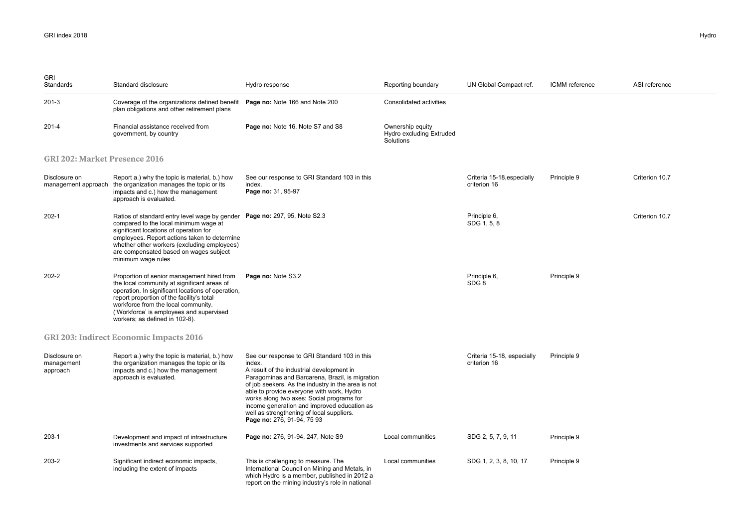| GRI Standards | Standard disclosure | Hydro response | Reporting boundary | UN Global Compact ref. | ICMM reference | ASI reference |
|---|---|---|---|---|---|---|
| 201-3 | Coverage of the organizations defined benefit plan obligations and other retirement plans | **Page no:** Note 166 and Note 200 | Consolidated activities | | | |
| 201-4 | Financial assistance received from government, by country | **Page no:** Note 16, Note S7 and S8 | Ownership equity Hydro excluding Extruded Solutions | | | |

### GRI 202: Market Presence 2016

| GRI Standards | Standard disclosure | Hydro response | Reporting boundary | UN Global Compact ref. | ICMM reference | ASI reference |
|---|---|---|---|---|---|---|
| Disclosure on management approach | Report a.) why the topic is material, b.) how the organization manages the topic or its impacts and c.) how the management approach is evaluated. | See our response to GRI Standard 103 in this index. **Page no:** 31, 95-97 | | Criteria 15-18,especially criterion 16 | Principle 9 | Criterion 10.7 |
| 202-1 | Ratios of standard entry level wage by gender compared to the local minimum wage at significant locations of operation for employees. Report actions taken to determine whether other workers (excluding employees) are compensated based on wages subject minimum wage rules | **Page no:** 297, 95, Note S2.3 | | Principle 6, SDG 1, 5, 8 | | Criterion 10.7 |
| 202-2 | Proportion of senior management hired from the local community at significant areas of operation. In significant locations of operation, report proportion of the facility's total workforce from the local community. ('Workforce' is employees and supervised workers; as defined in 102-8). | **Page no:** Note S3.2 | | Principle 6, SDG 8 | Principle 9 | |

### GRI 203: Indirect Economic Impacts 2016

| GRI Standards | Standard disclosure | Hydro response | Reporting boundary | UN Global Compact ref. | ICMM reference | ASI reference |
|---|---|---|---|---|---|---|
| Disclosure on management approach | Report a.) why the topic is material, b.) how the organization manages the topic or its impacts and c.) how the management approach is evaluated. | See our response to GRI Standard 103 in this index. A result of the industrial development in Paragominas and Barcarena, Brazil, is migration of job seekers. As the industry in the area is not able to provide everyone with work, Hydro works along two axes: Social programs for income generation and improved education as well as strengthening of local suppliers. **Page no:** 276, 91-94, 75 93 | | Criteria 15-18, especially criterion 16 | Principle 9 | |
| 203-1 | Development and impact of infrastructure investments and services supported | **Page no:** 276, 91-94, 247, Note S9 | Local communities | SDG 2, 5, 7, 9, 11 | Principle 9 | |
| 203-2 | Significant indirect economic impacts, including the extent of impacts | This is challenging to measure. The International Council on Mining and Metals, in which Hydro is a member, published in 2012 a report on the mining industry's role in national | Local communities | SDG 1, 2, 3, 8, 10, 17 | Principle 9 | |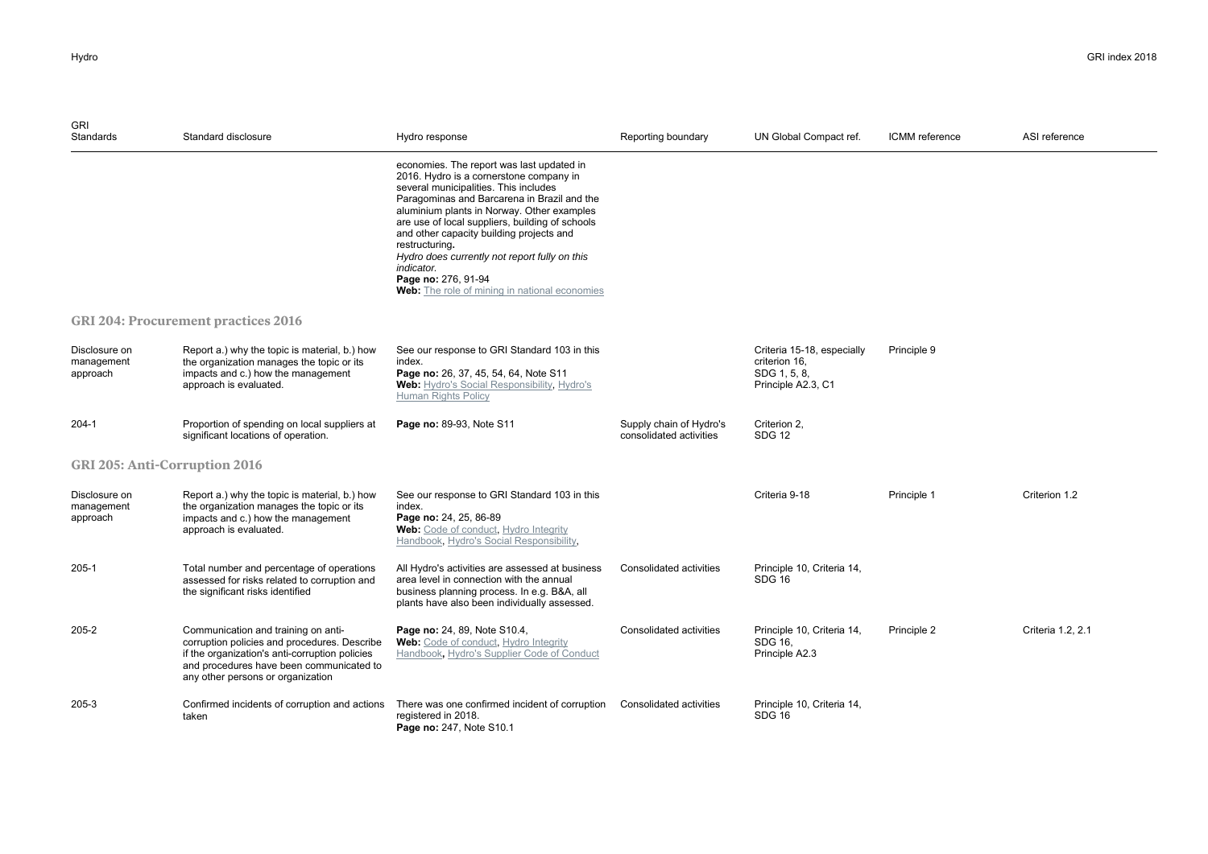| GRI Standards | Standard disclosure | Hydro response | Reporting boundary | UN Global Compact ref. | ICMM reference | ASI reference |
|---|---|---|---|---|---|---|
| | | economies. The report was last updated in 2016. Hydro is a cornerstone company in several municipalities. This includes Paragominas and Barcarena in Brazil and the aluminium plants in Norway. Other examples are use of local suppliers, building of schools and other capacity building projects and restructuring. *Hydro does currently not report fully on this indicator.* **Page no:** 276, 91-94 **Web:** The role of mining in national economies | | | | |

## GRI 204: Procurement practices 2016

| GRI Standards | Standard disclosure | Hydro response | Reporting boundary | UN Global Compact ref. | ICMM reference | ASI reference |
|---|---|---|---|---|---|---|
| Disclosure on management approach | Report a.) why the topic is material, b.) how the organization manages the topic or its impacts and c.) how the management approach is evaluated. | See our response to GRI Standard 103 in this index. **Page no:** 26, 37, 45, 54, 64, Note S11 **Web:** Hydro's Social Responsibility, Hydro's Human Rights Policy | | Criteria 15-18, especially criterion 16, SDG 1, 5, 8, Principle A2.3, C1 | Principle 9 | |
| 204-1 | Proportion of spending on local suppliers at significant locations of operation. | **Page no:** 89-93, Note S11 | Supply chain of Hydro's consolidated activities | Criterion 2, SDG 12 | | |

## GRI 205: Anti-Corruption 2016

| GRI Standards | Standard disclosure | Hydro response | Reporting boundary | UN Global Compact ref. | ICMM reference | ASI reference |
|---|---|---|---|---|---|---|
| Disclosure on management approach | Report a.) why the topic is material, b.) how the organization manages the topic or its impacts and c.) how the management approach is evaluated. | See our response to GRI Standard 103 in this index. **Page no:** 24, 25, 86-89 **Web:** Code of conduct, Hydro Integrity Handbook, Hydro's Social Responsibility, | | Criteria 9-18 | Principle 1 | Criterion 1.2 |
| 205-1 | Total number and percentage of operations assessed for risks related to corruption and the significant risks identified | All Hydro's activities are assessed at business area level in connection with the annual business planning process. In e.g. B&A, all plants have also been individually assessed. | Consolidated activities | Principle 10, Criteria 14, SDG 16 | | |
| 205-2 | Communication and training on anti-corruption policies and procedures. Describe if the organization's anti-corruption policies and procedures have been communicated to any other persons or organization | **Page no:** 24, 89, Note S10.4, **Web:** Code of conduct, Hydro Integrity Handbook, Hydro's Supplier Code of Conduct | Consolidated activities | Principle 10, Criteria 14, SDG 16, Principle A2.3 | Principle 2 | Criteria 1.2, 2.1 |
| 205-3 | Confirmed incidents of corruption and actions taken | There was one confirmed incident of corruption registered in 2018. **Page no:** 247, Note S10.1 | Consolidated activities | Principle 10, Criteria 14, SDG 16 | | |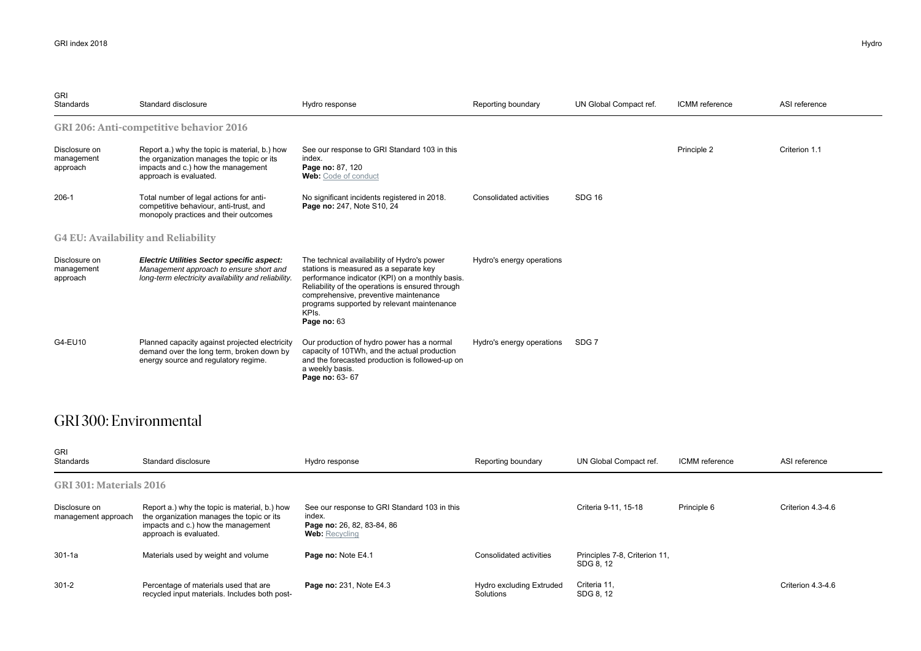| GRI Standards | Standard disclosure | Hydro response | Reporting boundary | UN Global Compact ref. | ICMM reference | ASI reference |
|---|---|---|---|---|---|---|
| **GRI 206: Anti-competitive behavior 2016** | | | | | | |
| Disclosure on management approach | Report a.) why the topic is material, b.) how the organization manages the topic or its impacts and c.) how the management approach is evaluated. | See our response to GRI Standard 103 in this index. **Page no:** 87, 120 **Web:** Code of conduct | | | Principle 2 | Criterion 1.1 |
| 206-1 | Total number of legal actions for anti-competitive behaviour, anti-trust, and monopoly practices and their outcomes | No significant incidents registered in 2018. **Page no:** 247, Note S10, 24 | Consolidated activities | SDG 16 | | |
| **G4 EU: Availability and Reliability** | | | | | | |
| Disclosure on management approach | ***Electric Utilities Sector specific aspect:*** *Management approach to ensure short and long-term electricity availability and reliability.* | The technical availability of Hydro's power stations is measured as a separate key performance indicator (KPI) on a monthly basis. Reliability of the operations is ensured through comprehensive, preventive maintenance programs supported by relevant maintenance KPIs. **Page no:** 63 | Hydro's energy operations | | | |
| G4-EU10 | Planned capacity against projected electricity demand over the long term, broken down by energy source and regulatory regime. | Our production of hydro power has a normal capacity of 10TWh, and the actual production and the forecasted production is followed-up on a weekly basis. **Page no:** 63- 67 | Hydro's energy operations | SDG 7 | | |

# GRI 300: Environmental

| GRI Standards | Standard disclosure | Hydro response | Reporting boundary | UN Global Compact ref. | ICMM reference | ASI reference |
|---|---|---|---|---|---|---|
| **GRI 301: Materials 2016** | | | | | | |
| Disclosure on management approach | Report a.) why the topic is material, b.) how the organization manages the topic or its impacts and c.) how the management approach is evaluated. | See our response to GRI Standard 103 in this index. **Page no:** 26, 82, 83-84, 86 **Web:** Recycling | | Criteria 9-11, 15-18 | Principle 6 | Criterion 4.3-4.6 |
| 301-1a | Materials used by weight and volume | **Page no:** Note E4.1 | Consolidated activities | Principles 7-8, Criterion 11, SDG 8, 12 | | |
| 301-2 | Percentage of materials used that are recycled input materials. Includes both post- | **Page no:** 231, Note E4.3 | Hydro excluding Extruded Solutions | Criteria 11, SDG 8, 12 | | Criterion 4.3-4.6 |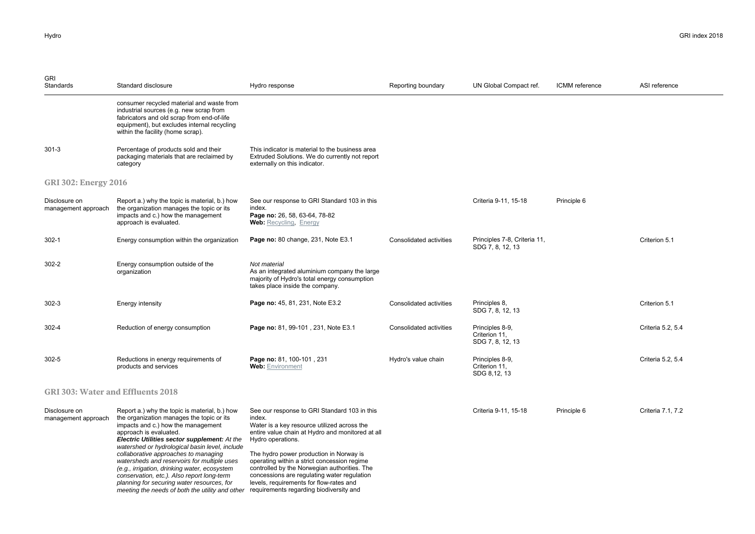| GRI Standards | Standard disclosure | Hydro response | Reporting boundary | UN Global Compact ref. | ICMM reference | ASI reference |
|---|---|---|---|---|---|---|
| | consumer recycled material and waste from industrial sources (e.g. new scrap from fabricators and old scrap from end-of-life equipment), but excludes internal recycling within the facility (home scrap). | | | | | |
| 301-3 | Percentage of products sold and their packaging materials that are reclaimed by category | This indicator is material to the business area Extruded Solutions. We do currently not report externally on this indicator. | | | | |

## GRI 302: Energy 2016

| GRI Standards | Standard disclosure | Hydro response | Reporting boundary | UN Global Compact ref. | ICMM reference | ASI reference |
|---|---|---|---|---|---|---|
| Disclosure on management approach | Report a.) why the topic is material, b.) how the organization manages the topic or its impacts and c.) how the management approach is evaluated. | See our response to GRI Standard 103 in this index. **Page no:** 26, 58, 63-64, 78-82 **Web:** Recycling, Energy | | Criteria 9-11, 15-18 | Principle 6 | |
| 302-1 | Energy consumption within the organization | **Page no:** 80 change, 231, Note E3.1 | Consolidated activities | Principles 7-8, Criteria 11, SDG 7, 8, 12, 13 | | Criterion 5.1 |
| 302-2 | Energy consumption outside of the organization | *Not material* As an integrated aluminium company the large majority of Hydro's total energy consumption takes place inside the company. | | | | |
| 302-3 | Energy intensity | **Page no:** 45, 81, 231, Note E3.2 | Consolidated activities | Principles 8, SDG 7, 8, 12, 13 | | Criterion 5.1 |
| 302-4 | Reduction of energy consumption | **Page no:** 81, 99-101 , 231, Note E3.1 | Consolidated activities | Principles 8-9, Criterion 11, SDG 7, 8, 12, 13 | | Criteria 5.2, 5.4 |
| 302-5 | Reductions in energy requirements of products and services | **Page no:** 81, 100-101 , 231 **Web:** Environment | Hydro's value chain | Principles 8-9, Criterion 11, SDG 8,12, 13 | | Criteria 5.2, 5.4 |

## GRI 303: Water and Effluents 2018

| GRI Standards | Standard disclosure | Hydro response | Reporting boundary | UN Global Compact ref. | ICMM reference | ASI reference |
|---|---|---|---|---|---|---|
| Disclosure on management approach | Report a.) why the topic is material, b.) how the organization manages the topic or its impacts and c.) how the management approach is evaluated. ***Electric Utilities sector supplement:*** *At the watershed or hydrological basin level, include collaborative approaches to managing watersheds and reservoirs for multiple uses (e.g., irrigation, drinking water, ecosystem conservation, etc.). Also report long-term planning for securing water resources, for meeting the needs of both the utility and other* | See our response to GRI Standard 103 in this index. Water is a key resource utilized across the entire value chain at Hydro and monitored at all Hydro operations. The hydro power production in Norway is operating within a strict concession regime controlled by the Norwegian authorities. The concessions are regulating water regulation levels, requirements for flow-rates and requirements regarding biodiversity and | | Criteria 9-11, 15-18 | Principle 6 | Criteria 7.1, 7.2 |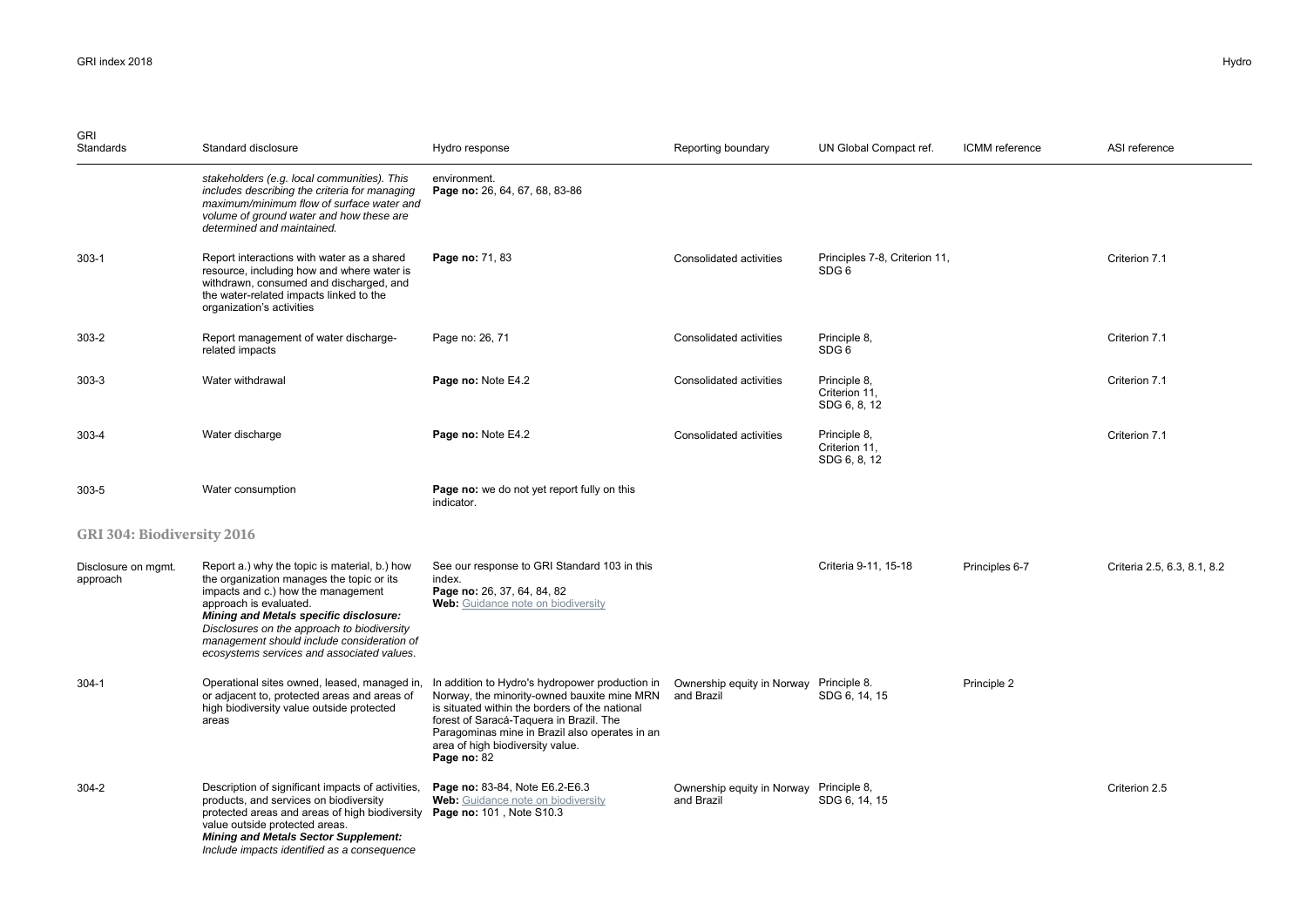| GRI Standards | Standard disclosure | Hydro response | Reporting boundary | UN Global Compact ref. | ICMM reference | ASI reference |
|---|---|---|---|---|---|---|
| | *stakeholders (e.g. local communities). This includes describing the criteria for managing maximum/minimum flow of surface water and volume of ground water and how these are determined and maintained.* | environment. **Page no:** 26, 64, 67, 68, 83-86 | | | | |
| 303-1 | Report interactions with water as a shared resource, including how and where water is withdrawn, consumed and discharged, and the water-related impacts linked to the organization's activities | **Page no:** 71, 83 | Consolidated activities | Principles 7-8, Criterion 11, SDG 6 | | Criterion 7.1 |
| 303-2 | Report management of water discharge-related impacts | Page no: 26, 71 | Consolidated activities | Principle 8, SDG 6 | | Criterion 7.1 |
| 303-3 | Water withdrawal | **Page no:** Note E4.2 | Consolidated activities | Principle 8, Criterion 11, SDG 6, 8, 12 | | Criterion 7.1 |
| 303-4 | Water discharge | **Page no:** Note E4.2 | Consolidated activities | Principle 8, Criterion 11, SDG 6, 8, 12 | | Criterion 7.1 |
| 303-5 | Water consumption | **Page no:** we do not yet report fully on this indicator. | | | | |

## GRI 304: Biodiversity 2016

| GRI Standards | Standard disclosure | Hydro response | Reporting boundary | UN Global Compact ref. | ICMM reference | ASI reference |
|---|---|---|---|---|---|---|
| Disclosure on mgmt. approach | Report a.) why the topic is material, b.) how the organization manages the topic or its impacts and c.) how the management approach is evaluated. ***Mining and Metals specific disclosure:*** *Disclosures on the approach to biodiversity management should include consideration of ecosystems services and associated values.* | See our response to GRI Standard 103 in this index. **Page no:** 26, 37, 64, 84, 82 **Web:** Guidance note on biodiversity | | Criteria 9-11, 15-18 | Principles 6-7 | Criteria 2.5, 6.3, 8.1, 8.2 |
| 304-1 | Operational sites owned, leased, managed in, or adjacent to, protected areas and areas of high biodiversity value outside protected areas | In addition to Hydro's hydropower production in Norway, the minority-owned bauxite mine MRN is situated within the borders of the national forest of Saracá-Taquera in Brazil. The Paragominas mine in Brazil also operates in an area of high biodiversity value. **Page no:** 82 | Ownership equity in Norway and Brazil | Principle 8. SDG 6, 14, 15 | Principle 2 | |
| 304-2 | Description of significant impacts of activities, products, and services on biodiversity protected areas and areas of high biodiversity value outside protected areas. ***Mining and Metals Sector Supplement:*** *Include impacts identified as a consequence* | **Page no:** 83-84, Note E6.2-E6.3 **Web:** Guidance note on biodiversity **Page no:** 101 , Note S10.3 | Ownership equity in Norway and Brazil | Principle 8, SDG 6, 14, 15 | | Criterion 2.5 |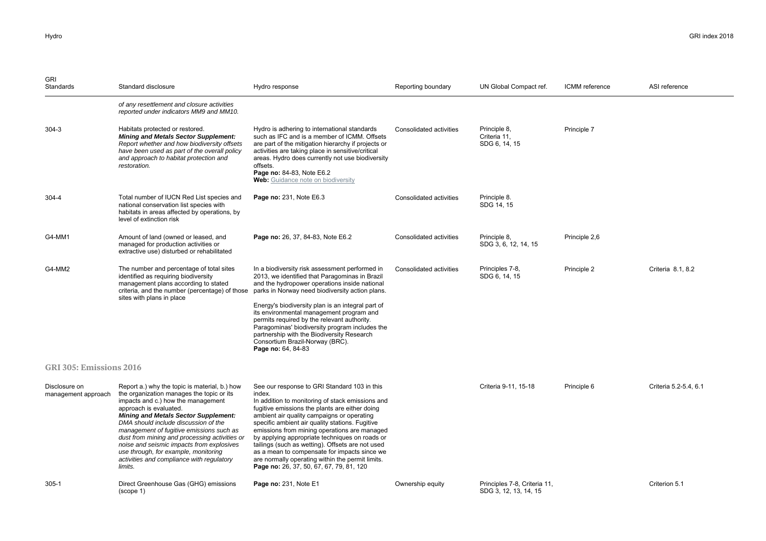| GRI Standards | Standard disclosure | Hydro response | Reporting boundary | UN Global Compact ref. | ICMM reference | ASI reference |
|---|---|---|---|---|---|---|
| | *of any resettlement and closure activities reported under indicators MM9 and MM10.* | | | | | |
| 304-3 | Habitats protected or restored. ***Mining and Metals Sector Supplement:*** *Report whether and how biodiversity offsets have been used as part of the overall policy and approach to habitat protection and restoration.* | Hydro is adhering to international standards such as IFC and is a member of ICMM. Offsets are part of the mitigation hierarchy if projects or activities are taking place in sensitive/critical areas. Hydro does currently not use biodiversity offsets. **Page no:** 84-83, Note E6.2 **Web:** Guidance note on biodiversity | Consolidated activities | Principle 8, Criteria 11, SDG 6, 14, 15 | Principle 7 | |
| 304-4 | Total number of IUCN Red List species and national conservation list species with habitats in areas affected by operations, by level of extinction risk | **Page no:** 231, Note E6.3 | Consolidated activities | Principle 8. SDG 14, 15 | | |
| G4-MM1 | Amount of land (owned or leased, and managed for production activities or extractive use) disturbed or rehabilitated | **Page no:** 26, 37, 84-83, Note E6.2 | Consolidated activities | Principle 8, SDG 3, 6, 12, 14, 15 | Principle 2,6 | |
| G4-MM2 | The number and percentage of total sites identified as requiring biodiversity management plans according to stated criteria, and the number (percentage) of those sites with plans in place | In a biodiversity risk assessment performed in 2013, we identified that Paragominas in Brazil and the hydropower operations inside national parks in Norway need biodiversity action plans. Energy's biodiversity plan is an integral part of its environmental management program and permits required by the relevant authority. Paragominas' biodiversity program includes the partnership with the Biodiversity Research Consortium Brazil-Norway (BRC). **Page no:** 64, 84-83 | Consolidated activities | Principles 7-8, SDG 6, 14, 15 | Principle 2 | Criteria 8.1, 8.2 |

## GRI 305: Emissions 2016

| GRI Standards | Standard disclosure | Hydro response | Reporting boundary | UN Global Compact ref. | ICMM reference | ASI reference |
|---|---|---|---|---|---|---|
| Disclosure on management approach | Report a.) why the topic is material, b.) how the organization manages the topic or its impacts and c.) how the management approach is evaluated. ***Mining and Metals Sector Supplement:*** *DMA should include discussion of the management of fugitive emissions such as dust from mining and processing activities or noise and seismic impacts from explosives use through, for example, monitoring activities and compliance with regulatory limits.* | See our response to GRI Standard 103 in this index. In addition to monitoring of stack emissions and fugitive emissions the plants are either doing ambient air quality campaigns or operating specific ambient air quality stations. Fugitive emissions from mining operations are managed by applying appropriate techniques on roads or tailings (such as wetting). Offsets are not used as a mean to compensate for impacts since we are normally operating within the permit limits. **Page no:** 26, 37, 50, 67, 67, 79, 81, 120 | | Criteria 9-11, 15-18 | Principle 6 | Criteria 5.2-5.4, 6.1 |
| 305-1 | Direct Greenhouse Gas (GHG) emissions (scope 1) | **Page no:** 231, Note E1 | Ownership equity | Principles 7-8, Criteria 11, SDG 3, 12, 13, 14, 15 | | Criterion 5.1 |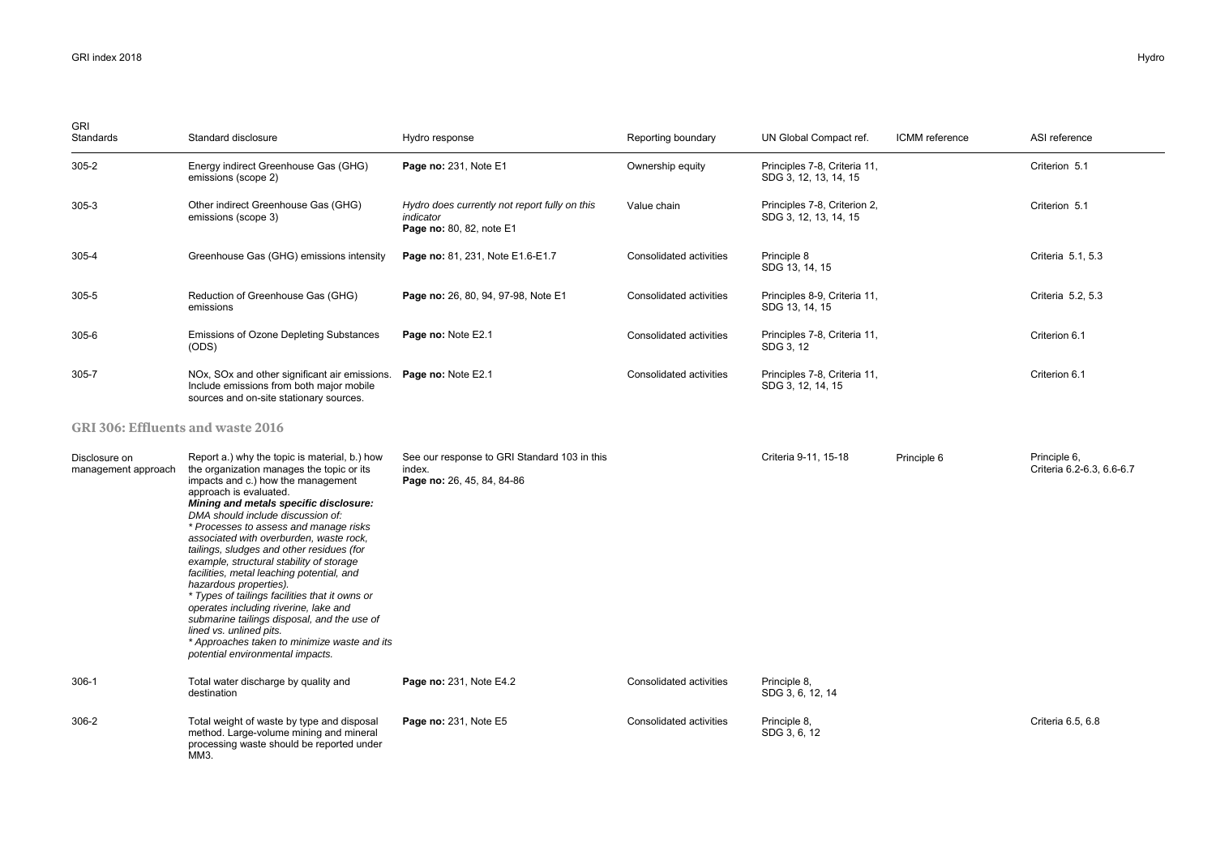| GRI Standards | Standard disclosure | Hydro response | Reporting boundary | UN Global Compact ref. | ICMM reference | ASI reference |
|---|---|---|---|---|---|---|
| 305-2 | Energy indirect Greenhouse Gas (GHG) emissions (scope 2) | **Page no:** 231, Note E1 | Ownership equity | Principles 7-8, Criteria 11, SDG 3, 12, 13, 14, 15 | | Criterion 5.1 |
| 305-3 | Other indirect Greenhouse Gas (GHG) emissions (scope 3) | *Hydro does currently not report fully on this indicator* **Page no:** 80, 82, note E1 | Value chain | Principles 7-8, Criterion 2, SDG 3, 12, 13, 14, 15 | | Criterion 5.1 |
| 305-4 | Greenhouse Gas (GHG) emissions intensity | **Page no:** 81, 231, Note E1.6-E1.7 | Consolidated activities | Principle 8 SDG 13, 14, 15 | | Criteria 5.1, 5.3 |
| 305-5 | Reduction of Greenhouse Gas (GHG) emissions | **Page no:** 26, 80, 94, 97-98, Note E1 | Consolidated activities | Principles 8-9, Criteria 11, SDG 13, 14, 15 | | Criteria 5.2, 5.3 |
| 305-6 | Emissions of Ozone Depleting Substances (ODS) | **Page no:** Note E2.1 | Consolidated activities | Principles 7-8, Criteria 11, SDG 3, 12 | | Criterion 6.1 |
| 305-7 | NOx, SOx and other significant air emissions. Include emissions from both major mobile sources and on-site stationary sources. | **Page no:** Note E2.1 | Consolidated activities | Principles 7-8, Criteria 11, SDG 3, 12, 14, 15 | | Criterion 6.1 |

## GRI 306: Effluents and waste 2016

| GRI Standards | Standard disclosure | Hydro response | Reporting boundary | UN Global Compact ref. | ICMM reference | ASI reference |
|---|---|---|---|---|---|---|
| Disclosure on management approach | Report a.) why the topic is material, b.) how the organization manages the topic or its impacts and c.) how the management approach is evaluated. ***Mining and metals specific disclosure:*** *DMA should include discussion of:* *\* Processes to assess and manage risks associated with overburden, waste rock, tailings, sludges and other residues (for example, structural stability of storage facilities, metal leaching potential, and hazardous properties).* *\* Types of tailings facilities that it owns or operates including riverine, lake and submarine tailings disposal, and the use of lined vs. unlined pits.* *\* Approaches taken to minimize waste and its potential environmental impacts.* | See our response to GRI Standard 103 in this index. **Page no:** 26, 45, 84, 84-86 | | Criteria 9-11, 15-18 | Principle 6 | Principle 6, Criteria 6.2-6.3, 6.6-6.7 |
| 306-1 | Total water discharge by quality and destination | **Page no:** 231, Note E4.2 | Consolidated activities | Principle 8, SDG 3, 6, 12, 14 | | |
| 306-2 | Total weight of waste by type and disposal method. Large-volume mining and mineral processing waste should be reported under MM3. | **Page no:** 231, Note E5 | Consolidated activities | Principle 8, SDG 3, 6, 12 | | Criteria 6.5, 6.8 |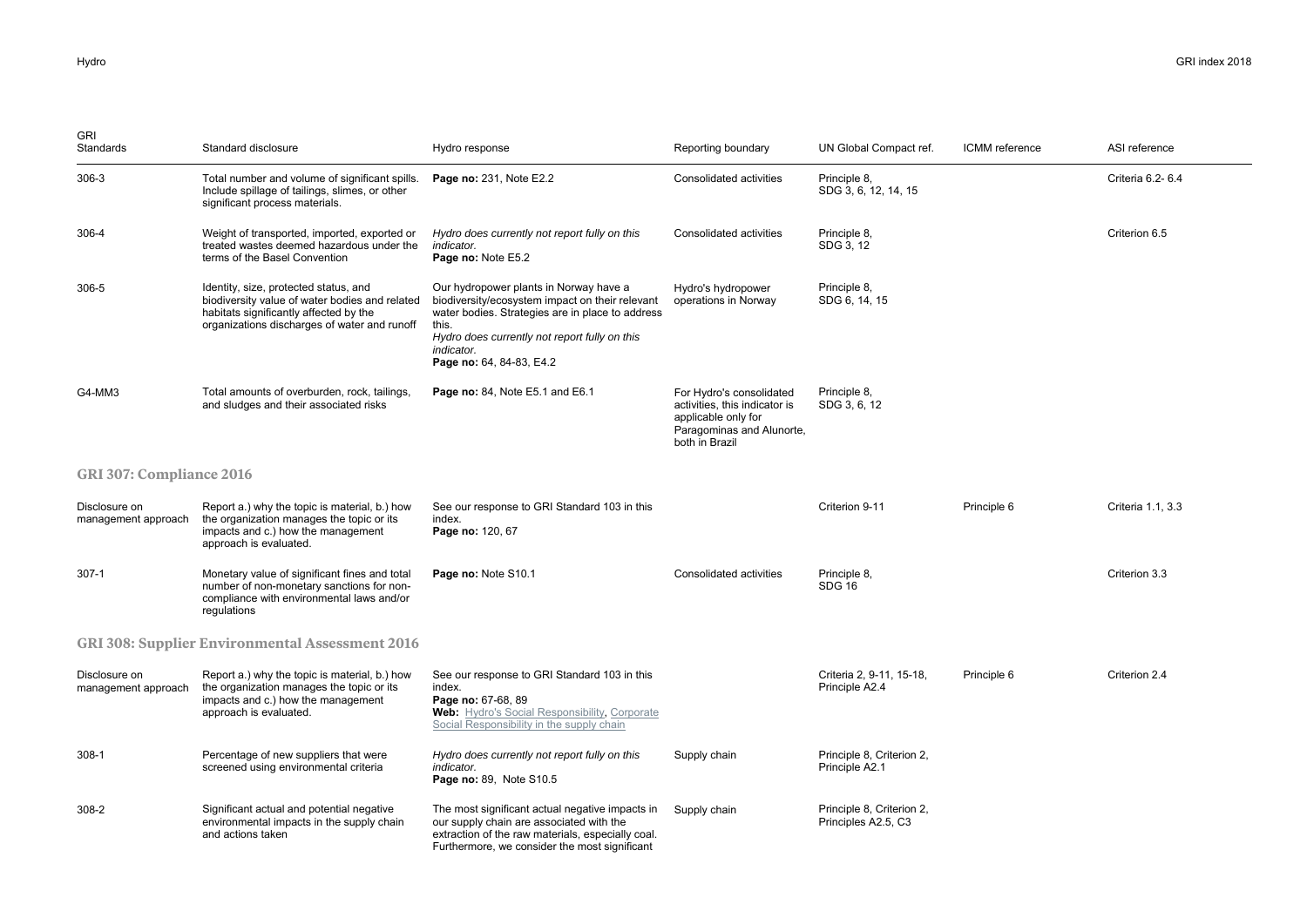| GRI Standards | Standard disclosure | Hydro response | Reporting boundary | UN Global Compact ref. | ICMM reference | ASI reference |
|---|---|---|---|---|---|---|
| 306-3 | Total number and volume of significant spills. Include spillage of tailings, slimes, or other significant process materials. | **Page no:** 231, Note E2.2 | Consolidated activities | Principle 8, SDG 3, 6, 12, 14, 15 | | Criteria 6.2- 6.4 |
| 306-4 | Weight of transported, imported, exported or treated wastes deemed hazardous under the terms of the Basel Convention | *Hydro does currently not report fully on this indicator.* **Page no:** Note E5.2 | Consolidated activities | Principle 8, SDG 3, 12 | | Criterion 6.5 |
| 306-5 | Identity, size, protected status, and biodiversity value of water bodies and related habitats significantly affected by the organizations discharges of water and runoff | Our hydropower plants in Norway have a biodiversity/ecosystem impact on their relevant water bodies. Strategies are in place to address this. *Hydro does currently not report fully on this indicator.* **Page no:** 64, 84-83, E4.2 | Hydro's hydropower operations in Norway | Principle 8, SDG 6, 14, 15 | | |
| G4-MM3 | Total amounts of overburden, rock, tailings, and sludges and their associated risks | **Page no:** 84, Note E5.1 and E6.1 | For Hydro's consolidated activities, this indicator is applicable only for Paragominas and Alunorte, both in Brazil | Principle 8, SDG 3, 6, 12 | | |
| **GRI 307: Compliance 2016** | | | | | | |
| Disclosure on management approach | Report a.) why the topic is material, b.) how the organization manages the topic or its impacts and c.) how the management approach is evaluated. | See our response to GRI Standard 103 in this index. **Page no:** 120, 67 | | Criterion 9-11 | Principle 6 | Criteria 1.1, 3.3 |
| 307-1 | Monetary value of significant fines and total number of non-monetary sanctions for non-compliance with environmental laws and/or regulations | **Page no:** Note S10.1 | Consolidated activities | Principle 8, SDG 16 | | Criterion 3.3 |
| **GRI 308: Supplier Environmental Assessment 2016** | | | | | | |
| Disclosure on management approach | Report a.) why the topic is material, b.) how the organization manages the topic or its impacts and c.) how the management approach is evaluated. | See our response to GRI Standard 103 in this index. **Page no:** 67-68, 89 **Web:** Hydro's Social Responsibility, Corporate Social Responsibility in the supply chain | | Criteria 2, 9-11, 15-18, Principle A2.4 | Principle 6 | Criterion 2.4 |
| 308-1 | Percentage of new suppliers that were screened using environmental criteria | *Hydro does currently not report fully on this indicator.* **Page no:** 89, Note S10.5 | Supply chain | Principle 8, Criterion 2, Principle A2.1 | | |
| 308-2 | Significant actual and potential negative environmental impacts in the supply chain and actions taken | The most significant actual negative impacts in our supply chain are associated with the extraction of the raw materials, especially coal. Furthermore, we consider the most significant | Supply chain | Principle 8, Criterion 2, Principles A2.5, C3 | | |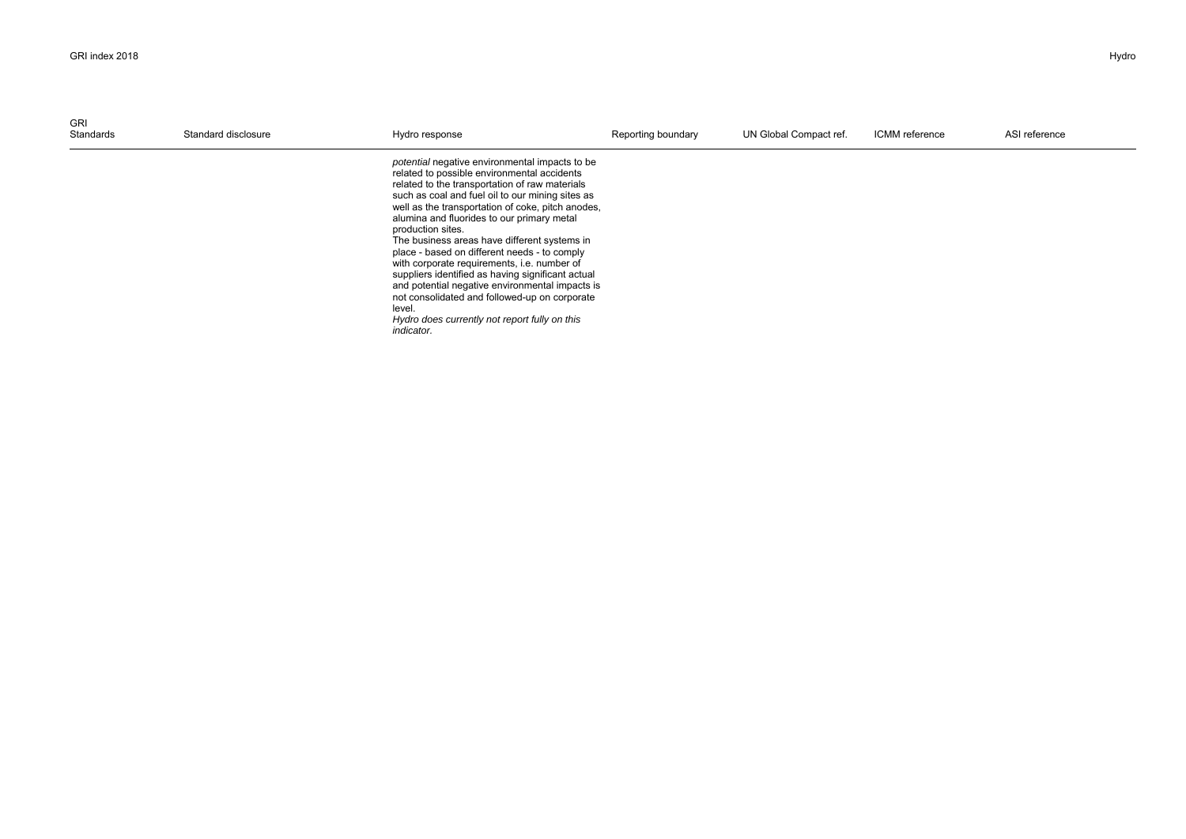| GRI Standards | Standard disclosure | Hydro response | Reporting boundary | UN Global Compact ref. | ICMM reference | ASI reference |
|---|---|---|---|---|---|---|
| | | *potential* negative environmental impacts to be related to possible environmental accidents related to the transportation of raw materials such as coal and fuel oil to our mining sites as well as the transportation of coke, pitch anodes, alumina and fluorides to our primary metal production sites.<br>The business areas have different systems in place - based on different needs - to comply with corporate requirements, i.e. number of suppliers identified as having significant actual and potential negative environmental impacts is not consolidated and followed-up on corporate level.<br>*Hydro does currently not report fully on this indicator.* | | | | |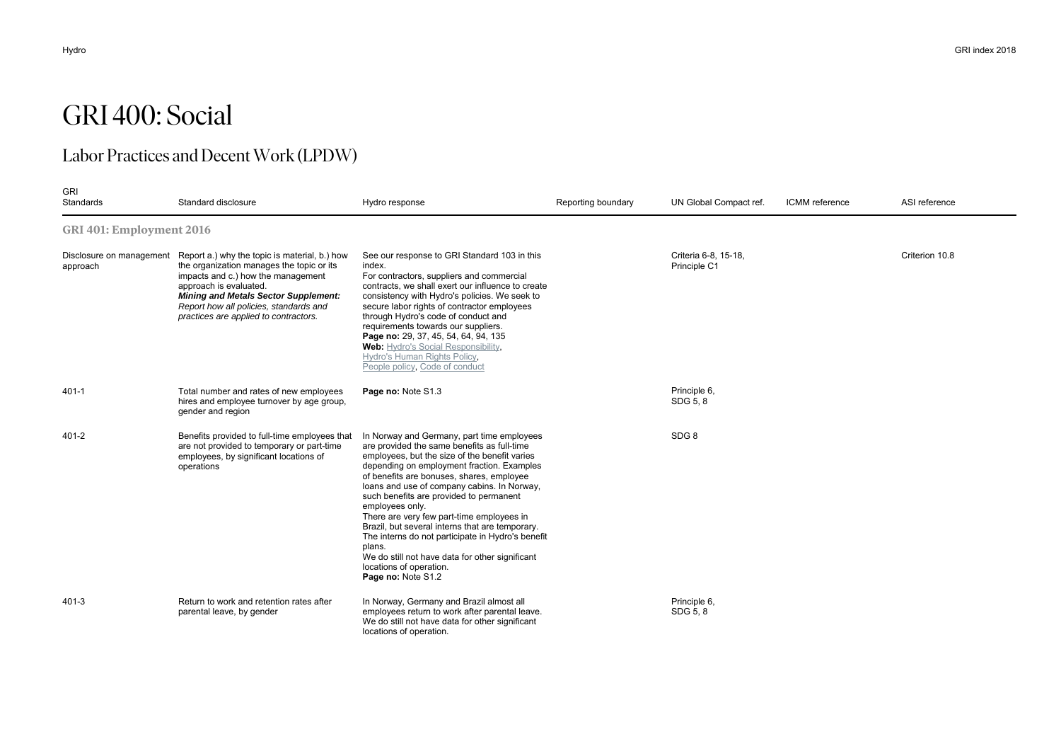# GRI 400: Social

## Labor Practices and Decent Work (LPDW)

| GRI Standards | Standard disclosure | Hydro response | Reporting boundary | UN Global Compact ref. | ICMM reference | ASI reference |
|---|---|---|---|---|---|---|
| **GRI 401: Employment 2016** | | | | | | |
| Disclosure on management approach | Report a.) why the topic is material, b.) how the organization manages the topic or its impacts and c.) how the management approach is evaluated.<br>***Mining and Metals Sector Supplement:*** *Report how all policies, standards and practices are applied to contractors.* | See our response to GRI Standard 103 in this index.<br>For contractors, suppliers and commercial contracts, we shall exert our influence to create consistency with Hydro's policies. We seek to secure labor rights of contractor employees through Hydro's code of conduct and requirements towards our suppliers.<br>**Page no:** 29, 37, 45, 54, 64, 94, 135<br>**Web:** Hydro's Social Responsibility, Hydro's Human Rights Policy, People policy, Code of conduct | | Criteria 6-8, 15-18, Principle C1 | | Criterion 10.8 |
| 401-1 | Total number and rates of new employees hires and employee turnover by age group, gender and region | **Page no:** Note S1.3 | | Principle 6, SDG 5, 8 | | |
| 401-2 | Benefits provided to full-time employees that are not provided to temporary or part-time employees, by significant locations of operations | In Norway and Germany, part time employees are provided the same benefits as full-time employees, but the size of the benefit varies depending on employment fraction. Examples of benefits are bonuses, shares, employee loans and use of company cabins. In Norway, such benefits are provided to permanent employees only.<br>There are very few part-time employees in Brazil, but several interns that are temporary. The interns do not participate in Hydro's benefit plans.<br>We do still not have data for other significant locations of operation.<br>**Page no:** Note S1.2 | | SDG 8 | | |
| 401-3 | Return to work and retention rates after parental leave, by gender | In Norway, Germany and Brazil almost all employees return to work after parental leave. We do still not have data for other significant locations of operation. | | Principle 6, SDG 5, 8 | | |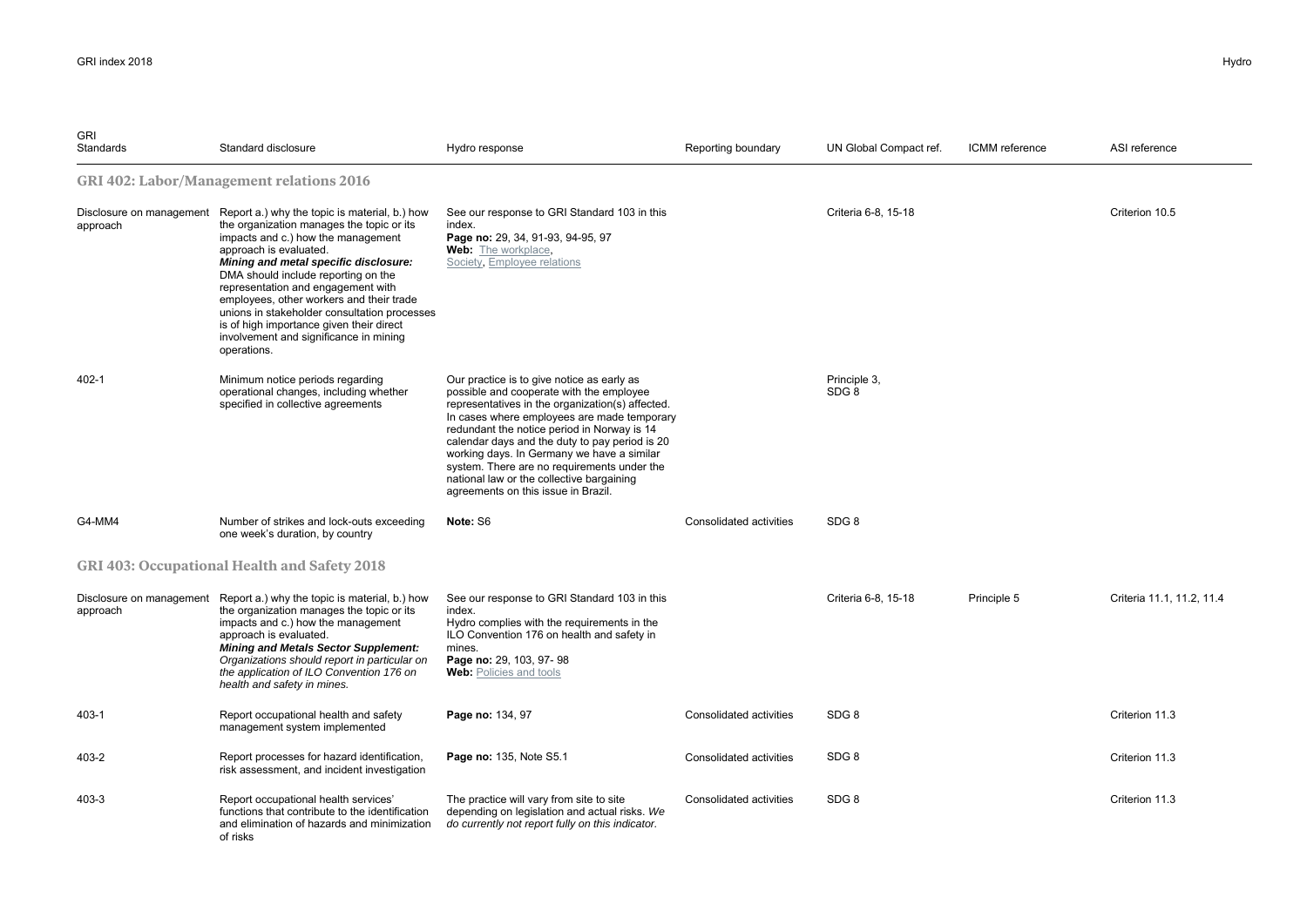| GRI Standards | Standard disclosure | Hydro response | Reporting boundary | UN Global Compact ref. | ICMM reference | ASI reference |
|---|---|---|---|---|---|---|
| **GRI 402: Labor/Management relations 2016** | | | | | | |
| Disclosure on management approach | Report a.) why the topic is material, b.) how the organization manages the topic or its impacts and c.) how the management approach is evaluated. ***Mining and metal specific disclosure:*** DMA should include reporting on the representation and engagement with employees, other workers and their trade unions in stakeholder consultation processes is of high importance given their direct involvement and significance in mining operations. | See our response to GRI Standard 103 in this index. **Page no:** 29, 34, 91-93, 94-95, 97 **Web:** The workplace, Society, Employee relations | | Criteria 6-8, 15-18 | | Criterion 10.5 |
| 402-1 | Minimum notice periods regarding operational changes, including whether specified in collective agreements | Our practice is to give notice as early as possible and cooperate with the employee representatives in the organization(s) affected. In cases where employees are made temporary redundant the notice period in Norway is 14 calendar days and the duty to pay period is 20 working days. In Germany we have a similar system. There are no requirements under the national law or the collective bargaining agreements on this issue in Brazil. | | Principle 3, SDG 8 | | |
| G4-MM4 | Number of strikes and lock-outs exceeding one week's duration, by country | **Note:** S6 | Consolidated activities | SDG 8 | | |
| **GRI 403: Occupational Health and Safety 2018** | | | | | | |
| Disclosure on management approach | Report a.) why the topic is material, b.) how the organization manages the topic or its impacts and c.) how the management approach is evaluated. ***Mining and Metals Sector Supplement:*** *Organizations should report in particular on the application of ILO Convention 176 on health and safety in mines.* | See our response to GRI Standard 103 in this index. Hydro complies with the requirements in the ILO Convention 176 on health and safety in mines. **Page no:** 29, 103, 97- 98 **Web:** Policies and tools | | Criteria 6-8, 15-18 | Principle 5 | Criteria 11.1, 11.2, 11.4 |
| 403-1 | Report occupational health and safety management system implemented | **Page no:** 134, 97 | Consolidated activities | SDG 8 | | Criterion 11.3 |
| 403-2 | Report processes for hazard identification, risk assessment, and incident investigation | **Page no:** 135, Note S5.1 | Consolidated activities | SDG 8 | | Criterion 11.3 |
| 403-3 | Report occupational health services' functions that contribute to the identification and elimination of hazards and minimization of risks | The practice will vary from site to site depending on legislation and actual risks. *We do currently not report fully on this indicator.* | Consolidated activities | SDG 8 | | Criterion 11.3 |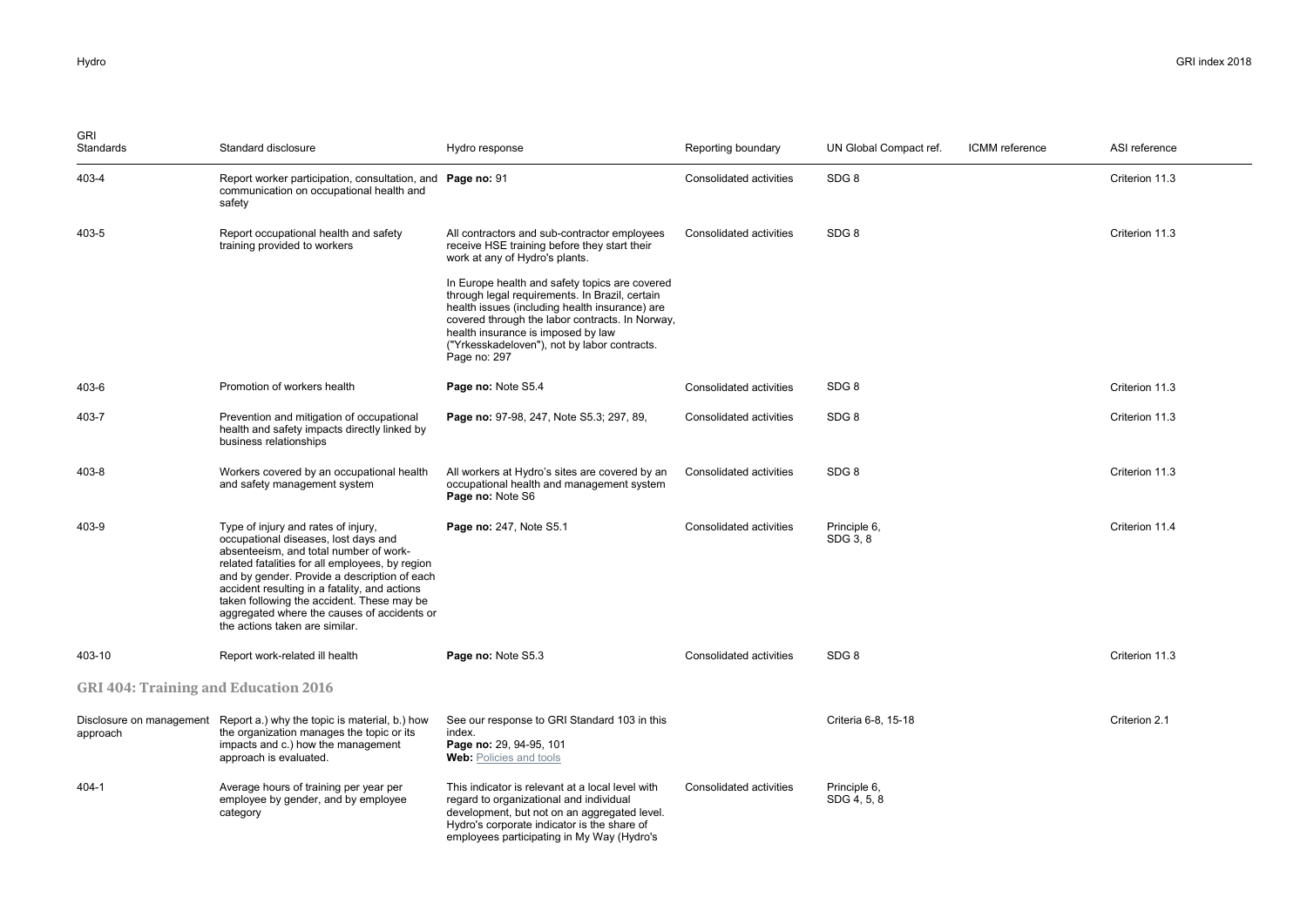| GRI Standards | Standard disclosure | Hydro response | Reporting boundary | UN Global Compact ref. | ICMM reference | ASI reference |
|---|---|---|---|---|---|---|
| 403-4 | Report worker participation, consultation, and communication on occupational health and safety | **Page no:** 91 | Consolidated activities | SDG 8 | | Criterion 11.3 |
| 403-5 | Report occupational health and safety training provided to workers | All contractors and sub-contractor employees receive HSE training before they start their work at any of Hydro's plants.<br><br>In Europe health and safety topics are covered through legal requirements. In Brazil, certain health issues (including health insurance) are covered through the labor contracts. In Norway, health insurance is imposed by law ("Yrkesskadeloven"), not by labor contracts. Page no: 297 | Consolidated activities | SDG 8 | | Criterion 11.3 |
| 403-6 | Promotion of workers health | **Page no:** Note S5.4 | Consolidated activities | SDG 8 | | Criterion 11.3 |
| 403-7 | Prevention and mitigation of occupational health and safety impacts directly linked by business relationships | **Page no:** 97-98, 247, Note S5.3; 297, 89, | Consolidated activities | SDG 8 | | Criterion 11.3 |
| 403-8 | Workers covered by an occupational health and safety management system | All workers at Hydro's sites are covered by an occupational health and management system **Page no:** Note S6 | Consolidated activities | SDG 8 | | Criterion 11.3 |
| 403-9 | Type of injury and rates of injury, occupational diseases, lost days and absenteeism, and total number of work-related fatalities for all employees, by region and by gender. Provide a description of each accident resulting in a fatality, and actions taken following the accident. These may be aggregated where the causes of accidents or the actions taken are similar. | **Page no:** 247, Note S5.1 | Consolidated activities | Principle 6, SDG 3, 8 | | Criterion 11.4 |
| 403-10 | Report work-related ill health | **Page no:** Note S5.3 | Consolidated activities | SDG 8 | | Criterion 11.3 |
| **GRI 404: Training and Education 2016** | | | | | | |
| Disclosure on management approach | Report a.) why the topic is material, b.) how the organization manages the topic or its impacts and c.) how the management approach is evaluated. | See our response to GRI Standard 103 in this index.<br>**Page no:** 29, 94-95, 101<br>**Web:** Policies and tools | | Criteria 6-8, 15-18 | | Criterion 2.1 |
| 404-1 | Average hours of training per year per employee by gender, and by employee category | This indicator is relevant at a local level with regard to organizational and individual development, but not on an aggregated level. Hydro's corporate indicator is the share of employees participating in My Way (Hydro's | Consolidated activities | Principle 6, SDG 4, 5, 8 | | |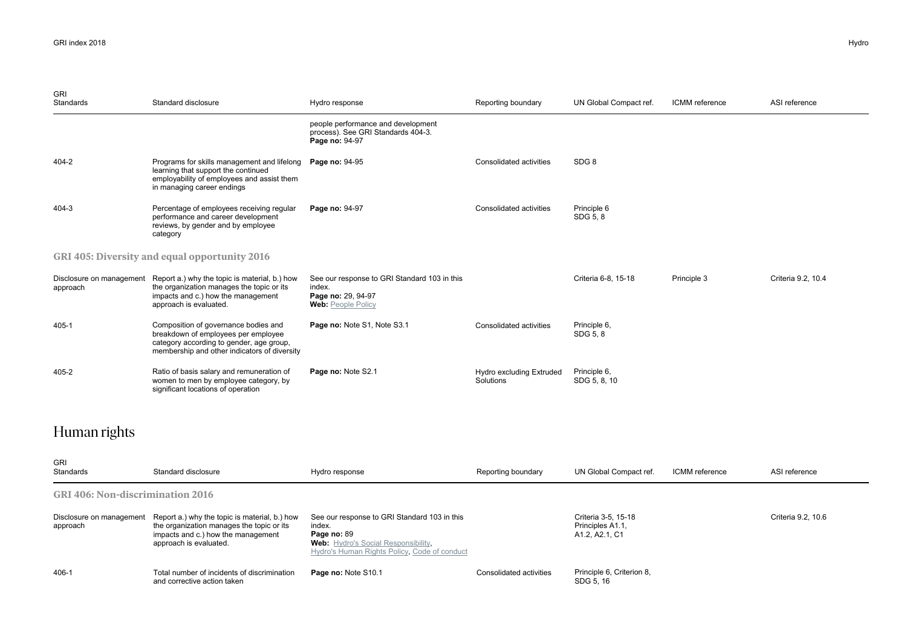| GRI Standards | Standard disclosure | Hydro response | Reporting boundary | UN Global Compact ref. | ICMM reference | ASI reference |
|---|---|---|---|---|---|---|
| | | people performance and development process). See GRI Standards 404-3. **Page no:** 94-97 | | | | |
| 404-2 | Programs for skills management and lifelong learning that support the continued employability of employees and assist them in managing career endings | **Page no:** 94-95 | Consolidated activities | SDG 8 | | |
| 404-3 | Percentage of employees receiving regular performance and career development reviews, by gender and by employee category | **Page no:** 94-97 | Consolidated activities | Principle 6 SDG 5, 8 | | |
| **GRI 405: Diversity and equal opportunity 2016** | | | | | | |
| Disclosure on management approach | Report a.) why the topic is material, b.) how the organization manages the topic or its impacts and c.) how the management approach is evaluated. | See our response to GRI Standard 103 in this index. **Page no:** 29, 94-97 **Web:** People Policy | | Criteria 6-8, 15-18 | Principle 3 | Criteria 9.2, 10.4 |
| 405-1 | Composition of governance bodies and breakdown of employees per employee category according to gender, age group, membership and other indicators of diversity | **Page no:** Note S1, Note S3.1 | Consolidated activities | Principle 6, SDG 5, 8 | | |
| 405-2 | Ratio of basis salary and remuneration of women to men by employee category, by significant locations of operation | **Page no:** Note S2.1 | Hydro excluding Extruded Solutions | Principle 6, SDG 5, 8, 10 | | |

# Human rights

| GRI Standards | Standard disclosure | Hydro response | Reporting boundary | UN Global Compact ref. | ICMM reference | ASI reference |
|---|---|---|---|---|---|---|
| **GRI 406: Non-discrimination 2016** | | | | | | |
| Disclosure on management approach | Report a.) why the topic is material, b.) how the organization manages the topic or its impacts and c.) how the management approach is evaluated. | See our response to GRI Standard 103 in this index. **Page no:** 89 **Web:** Hydro's Social Responsibility, Hydro's Human Rights Policy, Code of conduct | | Criteria 3-5, 15-18 Principles A1.1, A1.2, A2.1, C1 | | Criteria 9.2, 10.6 |
| 406-1 | Total number of incidents of discrimination and corrective action taken | **Page no:** Note S10.1 | Consolidated activities | Principle 6, Criterion 8, SDG 5, 16 | | |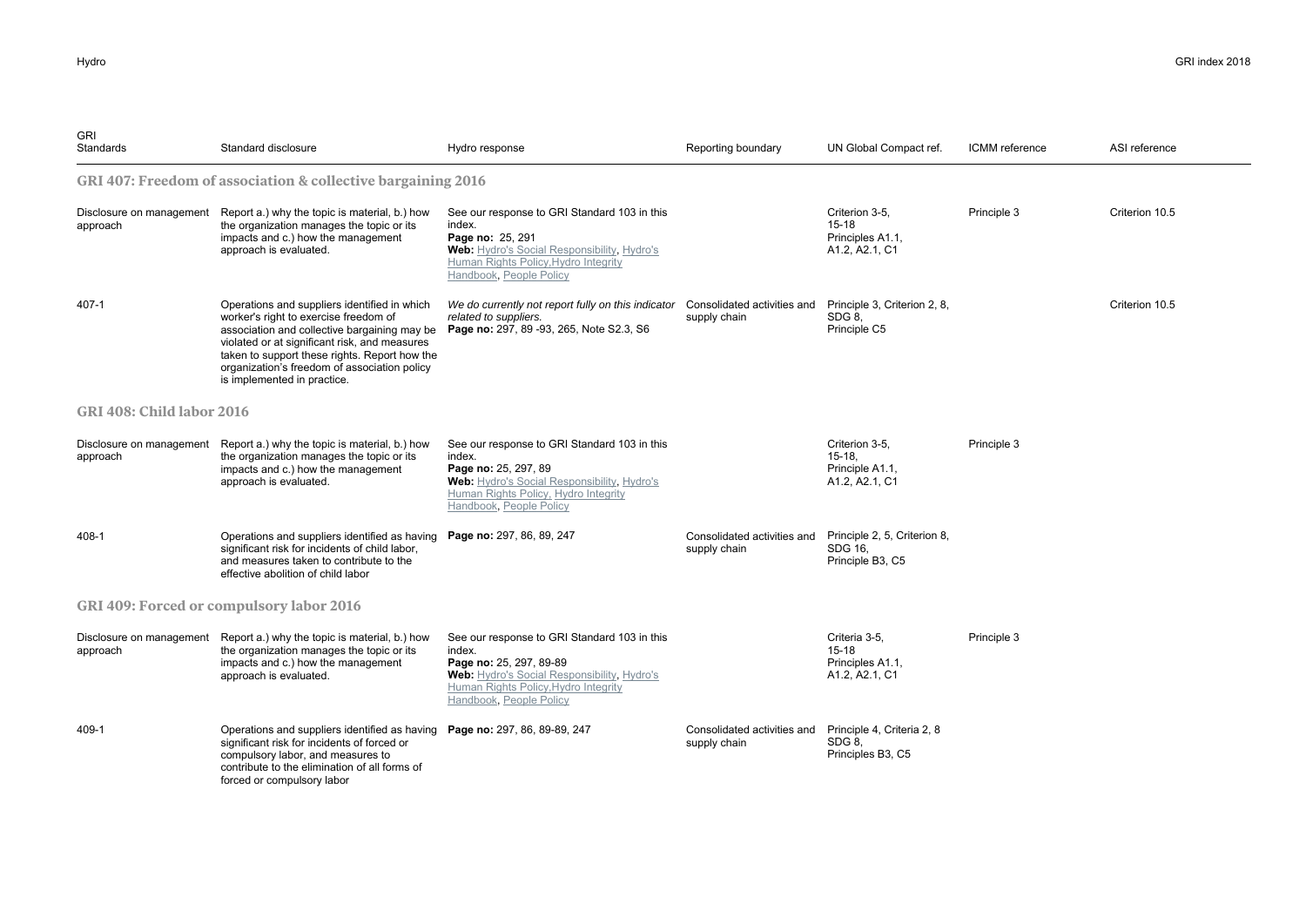| GRI Standards | Standard disclosure | Hydro response | Reporting boundary | UN Global Compact ref. | ICMM reference | ASI reference |
|---|---|---|---|---|---|---|
| **GRI 407: Freedom of association & collective bargaining 2016** | | | | | | |
| Disclosure on management approach | Report a.) why the topic is material, b.) how the organization manages the topic or its impacts and c.) how the management approach is evaluated. | See our response to GRI Standard 103 in this index. **Page no:** 25, 291 **Web:** Hydro's Social Responsibility, Hydro's Human Rights Policy, Hydro Integrity Handbook, People Policy | | Criterion 3-5, 15-18 Principles A1.1, A1.2, A2.1, C1 | Principle 3 | Criterion 10.5 |
| 407-1 | Operations and suppliers identified in which worker's right to exercise freedom of association and collective bargaining may be violated or at significant risk, and measures taken to support these rights. Report how the organization's freedom of association policy is implemented in practice. | *We do currently not report fully on this indicator related to suppliers.* **Page no:** 297, 89 -93, 265, Note S2.3, S6 | Consolidated activities and supply chain | Principle 3, Criterion 2, 8, SDG 8, Principle C5 | | Criterion 10.5 |
| **GRI 408: Child labor 2016** | | | | | | |
| Disclosure on management approach | Report a.) why the topic is material, b.) how the organization manages the topic or its impacts and c.) how the management approach is evaluated. | See our response to GRI Standard 103 in this index. **Page no:** 25, 297, 89 **Web:** Hydro's Social Responsibility, Hydro's Human Rights Policy, Hydro Integrity Handbook, People Policy | | Criterion 3-5, 15-18, Principle A1.1, A1.2, A2.1, C1 | Principle 3 | |
| 408-1 | Operations and suppliers identified as having significant risk for incidents of child labor, and measures taken to contribute to the effective abolition of child labor | **Page no:** 297, 86, 89, 247 | Consolidated activities and supply chain | Principle 2, 5, Criterion 8, SDG 16, Principle B3, C5 | | |
| **GRI 409: Forced or compulsory labor 2016** | | | | | | |
| Disclosure on management approach | Report a.) why the topic is material, b.) how the organization manages the topic or its impacts and c.) how the management approach is evaluated. | See our response to GRI Standard 103 in this index. **Page no:** 25, 297, 89-89 **Web:** Hydro's Social Responsibility, Hydro's Human Rights Policy, Hydro Integrity Handbook, People Policy | | Criteria 3-5, 15-18 Principles A1.1, A1.2, A2.1, C1 | Principle 3 | |
| 409-1 | Operations and suppliers identified as having significant risk for incidents of forced or compulsory labor, and measures to contribute to the elimination of all forms of forced or compulsory labor | **Page no:** 297, 86, 89-89, 247 | Consolidated activities and supply chain | Principle 4, Criteria 2, 8 SDG 8, Principles B3, C5 | | |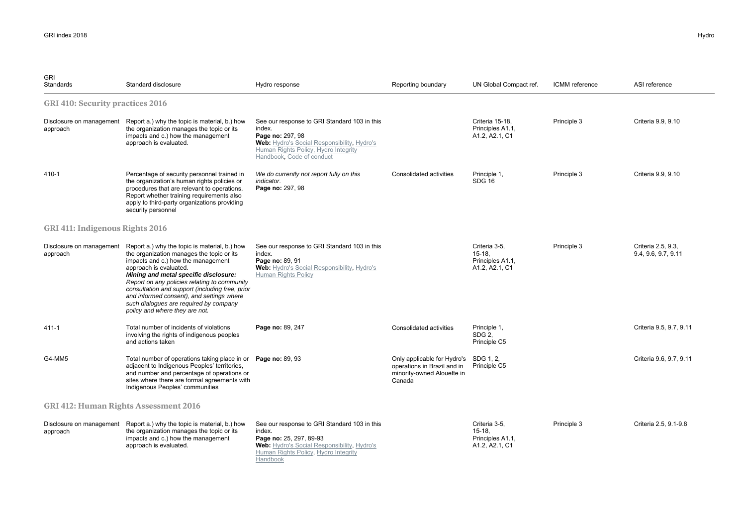| GRI Standards | Standard disclosure | Hydro response | Reporting boundary | UN Global Compact ref. | ICMM reference | ASI reference |
|---|---|---|---|---|---|---|
| **GRI 410: Security practices 2016** | | | | | | |
| Disclosure on management approach | Report a.) why the topic is material, b.) how the organization manages the topic or its impacts and c.) how the management approach is evaluated. | See our response to GRI Standard 103 in this index.<br>**Page no:** 297, 98<br>**Web:** Hydro's Social Responsibility, Hydro's Human Rights Policy, Hydro Integrity Handbook, Code of conduct | | Criteria 15-18, Principles A1.1, A1.2, A2.1, C1 | Principle 3 | Criteria 9.9, 9.10 |
| 410-1 | Percentage of security personnel trained in the organization's human rights policies or procedures that are relevant to operations. Report whether training requirements also apply to third-party organizations providing security personnel | *We do currently not report fully on this indicator.*<br>**Page no:** 297, 98 | Consolidated activities | Principle 1, SDG 16 | Principle 3 | Criteria 9.9, 9.10 |
| **GRI 411: Indigenous Rights 2016** | | | | | | |
| Disclosure on management approach | Report a.) why the topic is material, b.) how the organization manages the topic or its impacts and c.) how the management approach is evaluated.<br>***Mining and metal specific disclosure:***<br>*Report on any policies relating to community consultation and support (including free, prior and informed consent), and settings where such dialogues are required by company policy and where they are not.* | See our response to GRI Standard 103 in this index.<br>**Page no:** 89, 91<br>**Web:** Hydro's Social Responsibility, Hydro's Human Rights Policy | | Criteria 3-5, 15-18, Principles A1.1, A1.2, A2.1, C1 | Principle 3 | Criteria 2.5, 9.3, 9.4, 9.6, 9.7, 9.11 |
| 411-1 | Total number of incidents of violations involving the rights of indigenous peoples and actions taken | **Page no:** 89, 247 | Consolidated activities | Principle 1, SDG 2, Principle C5 | | Criteria 9.5, 9.7, 9.11 |
| G4-MM5 | Total number of operations taking place in or adjacent to Indigenous Peoples' territories, and number and percentage of operations or sites where there are formal agreements with Indigenous Peoples' communities | **Page no:** 89, 93 | Only applicable for Hydro's operations in Brazil and in minority-owned Alouette in Canada | SDG 1, 2, Principle C5 | | Criteria 9.6, 9.7, 9.11 |
| **GRI 412: Human Rights Assessment 2016** | | | | | | |
| Disclosure on management approach | Report a.) why the topic is material, b.) how the organization manages the topic or its impacts and c.) how the management approach is evaluated. | See our response to GRI Standard 103 in this index.<br>**Page no:** 25, 297, 89-93<br>**Web:** Hydro's Social Responsibility, Hydro's Human Rights Policy, Hydro Integrity Handbook | | Criteria 3-5, 15-18, Principles A1.1, A1.2, A2.1, C1 | Principle 3 | Criteria 2.5, 9.1-9.8 |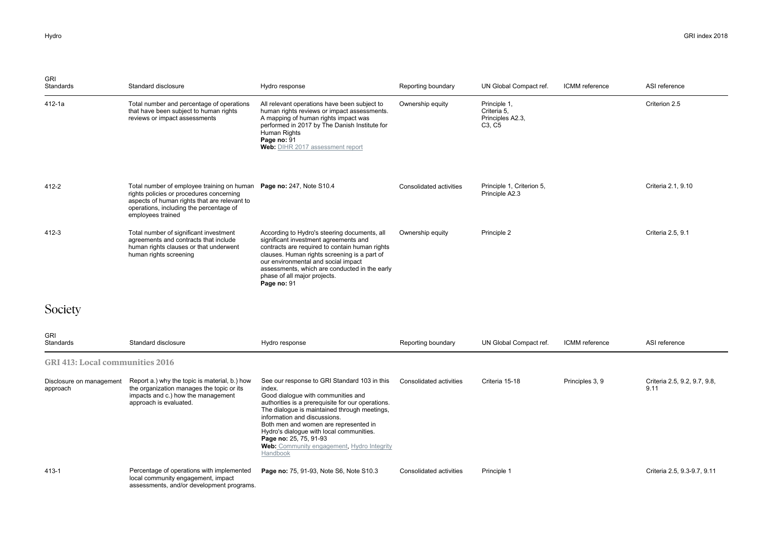| GRI Standards | Standard disclosure | Hydro response | Reporting boundary | UN Global Compact ref. | ICMM reference | ASI reference |
|---|---|---|---|---|---|---|
| 412-1a | Total number and percentage of operations that have been subject to human rights reviews or impact assessments | All relevant operations have been subject to human rights reviews or impact assessments. A mapping of human rights impact was performed in 2017 by The Danish Institute for Human Rights **Page no:** 91 **Web:** DIHR 2017 assessment report | Ownership equity | Principle 1, Criteria 5, Principles A2.3, C3, C5 | | Criterion 2.5 |
| 412-2 | Total number of employee training on human rights policies or procedures concerning aspects of human rights that are relevant to operations, including the percentage of employees trained | **Page no:** 247, Note S10.4 | Consolidated activities | Principle 1, Criterion 5, Principle A2.3 | | Criteria 2.1, 9.10 |
| 412-3 | Total number of significant investment agreements and contracts that include human rights clauses or that underwent human rights screening | According to Hydro's steering documents, all significant investment agreements and contracts are required to contain human rights clauses. Human rights screening is a part of our environmental and social impact assessments, which are conducted in the early phase of all major projects. **Page no:** 91 | Ownership equity | Principle 2 | | Criteria 2.5, 9.1 |

# Society

| GRI Standards | Standard disclosure | Hydro response | Reporting boundary | UN Global Compact ref. | ICMM reference | ASI reference |
|---|---|---|---|---|---|---|
| **GRI 413: Local communities 2016** | | | | | | |
| Disclosure on management approach | Report a.) why the topic is material, b.) how the organization manages the topic or its impacts and c.) how the management approach is evaluated. | See our response to GRI Standard 103 in this index. Good dialogue with communities and authorities is a prerequisite for our operations. The dialogue is maintained through meetings, information and discussions. Both men and women are represented in Hydro's dialogue with local communities. **Page no:** 25, 75, 91-93 **Web:** Community engagement, Hydro Integrity Handbook | Consolidated activities | Criteria 15-18 | Principles 3, 9 | Criteria 2.5, 9.2, 9.7, 9.8, 9.11 |
| 413-1 | Percentage of operations with implemented local community engagement, impact assessments, and/or development programs. | **Page no:** 75, 91-93, Note S6, Note S10.3 | Consolidated activities | Principle 1 | | Criteria 2.5, 9.3-9.7, 9.11 |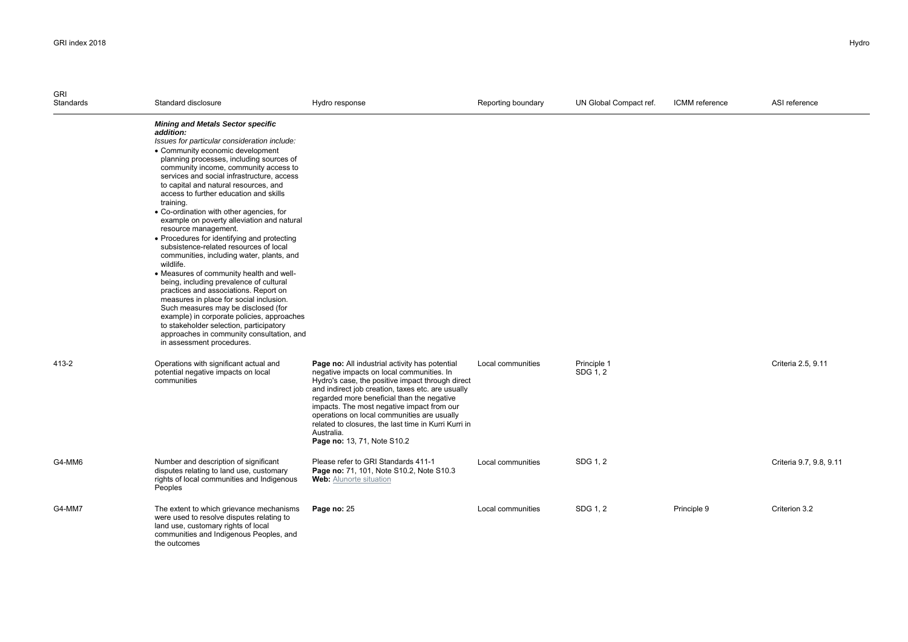| GRI Standards | Standard disclosure | Hydro response | Reporting boundary | UN Global Compact ref. | ICMM reference | ASI reference |
|---|---|---|---|---|---|---|
| | ***Mining and Metals Sector specific addition:*** *Issues for particular consideration include:* • Community economic development planning processes, including sources of community income, community access to services and social infrastructure, access to capital and natural resources, and access to further education and skills training. • Co-ordination with other agencies, for example on poverty alleviation and natural resource management. • Procedures for identifying and protecting subsistence-related resources of local communities, including water, plants, and wildlife. • Measures of community health and well-being, including prevalence of cultural practices and associations. Report on measures in place for social inclusion. Such measures may be disclosed (for example) in corporate policies, approaches to stakeholder selection, participatory approaches in community consultation, and in assessment procedures. | | | | | |
| 413-2 | Operations with significant actual and potential negative impacts on local communities | **Page no:** All industrial activity has potential negative impacts on local communities. In Hydro's case, the positive impact through direct and indirect job creation, taxes etc. are usually regarded more beneficial than the negative impacts. The most negative impact from our operations on local communities are usually related to closures, the last time in Kurri Kurri in Australia. **Page no:** 13, 71, Note S10.2 | Local communities | Principle 1 SDG 1, 2 | | Criteria 2.5, 9.11 |
| G4-MM6 | Number and description of significant disputes relating to land use, customary rights of local communities and Indigenous Peoples | Please refer to GRI Standards 411-1 **Page no:** 71, 101, Note S10.2, Note S10.3 **Web:** Alunorte situation | Local communities | SDG 1, 2 | | Criteria 9.7, 9.8, 9.11 |
| G4-MM7 | The extent to which grievance mechanisms were used to resolve disputes relating to land use, customary rights of local communities and Indigenous Peoples, and the outcomes | **Page no:** 25 | Local communities | SDG 1, 2 | Principle 9 | Criterion 3.2 |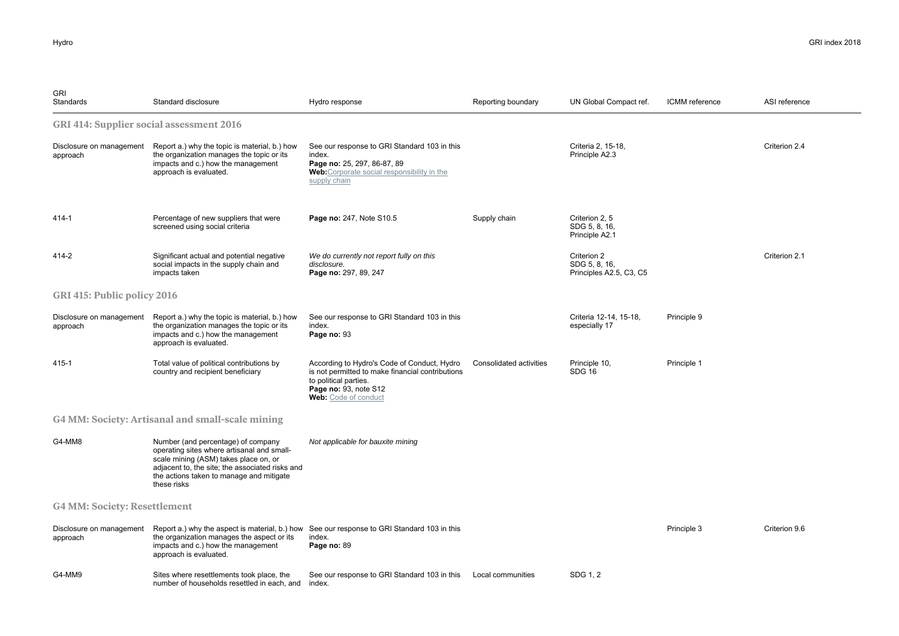| GRI Standards | Standard disclosure | Hydro response | Reporting boundary | UN Global Compact ref. | ICMM reference | ASI reference |
|---|---|---|---|---|---|---|
| **GRI 414: Supplier social assessment 2016** | | | | | | |
| Disclosure on management approach | Report a.) why the topic is material, b.) how the organization manages the topic or its impacts and c.) how the management approach is evaluated. | See our response to GRI Standard 103 in this index. **Page no:** 25, 297, 86-87, 89 **Web:** Corporate social responsibility in the supply chain | | Criteria 2, 15-18, Principle A2.3 | | Criterion 2.4 |
| 414-1 | Percentage of new suppliers that were screened using social criteria | **Page no:** 247, Note S10.5 | Supply chain | Criterion 2, 5 SDG 5, 8, 16, Principle A2.1 | | |
| 414-2 | Significant actual and potential negative social impacts in the supply chain and impacts taken | *We do currently not report fully on this disclosure.* **Page no:** 297, 89, 247 | | Criterion 2 SDG 5, 8, 16, Principles A2.5, C3, C5 | | Criterion 2.1 |
| **GRI 415: Public policy 2016** | | | | | | |
| Disclosure on management approach | Report a.) why the topic is material, b.) how the organization manages the topic or its impacts and c.) how the management approach is evaluated. | See our response to GRI Standard 103 in this index. **Page no:** 93 | | Criteria 12-14, 15-18, especially 17 | Principle 9 | |
| 415-1 | Total value of political contributions by country and recipient beneficiary | According to Hydro's Code of Conduct, Hydro is not permitted to make financial contributions to political parties. **Page no:** 93, note S12 **Web:** Code of conduct | Consolidated activities | Principle 10, SDG 16 | Principle 1 | |
| **G4 MM: Society: Artisanal and small-scale mining** | | | | | | |
| G4-MM8 | Number (and percentage) of company operating sites where artisanal and small-scale mining (ASM) takes place on, or adjacent to, the site; the associated risks and the actions taken to manage and mitigate these risks | *Not applicable for bauxite mining* | | | | |
| **G4 MM: Society: Resettlement** | | | | | | |
| Disclosure on management approach | Report a.) why the aspect is material, b.) how the organization manages the aspect or its impacts and c.) how the management approach is evaluated. | See our response to GRI Standard 103 in this index. **Page no:** 89 | | | Principle 3 | Criterion 9.6 |
| G4-MM9 | Sites where resettlements took place, the number of households resettled in each, and | See our response to GRI Standard 103 in this index. | Local communities | SDG 1, 2 | | |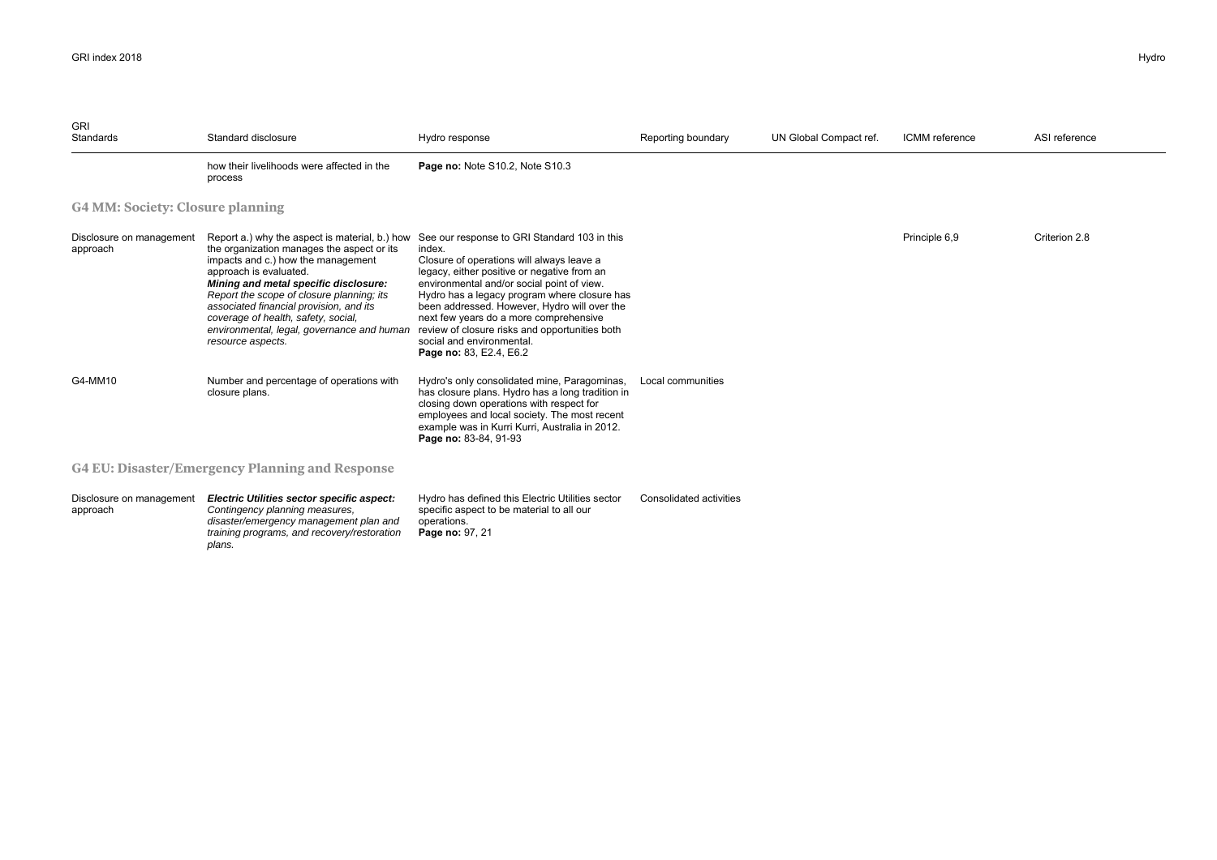| GRI Standards | Standard disclosure | Hydro response | Reporting boundary | UN Global Compact ref. | ICMM reference | ASI reference |
|---|---|---|---|---|---|---|
| | how their livelihoods were affected in the process | **Page no:** Note S10.2, Note S10.3 | | | | |

## G4 MM: Society: Closure planning

| GRI Standards | Standard disclosure | Hydro response | Reporting boundary | UN Global Compact ref. | ICMM reference | ASI reference |
|---|---|---|---|---|---|---|
| Disclosure on management approach | Report a.) why the aspect is material, b.) how the organization manages the aspect or its impacts and c.) how the management approach is evaluated. ***Mining and metal specific disclosure:*** *Report the scope of closure planning; its associated financial provision, and its coverage of health, safety, social, environmental, legal, governance and human resource aspects.* | See our response to GRI Standard 103 in this index. Closure of operations will always leave a legacy, either positive or negative from an environmental and/or social point of view. Hydro has a legacy program where closure has been addressed. However, Hydro will over the next few years do a more comprehensive review of closure risks and opportunities both social and environmental. **Page no:** 83, E2.4, E6.2 | | | Principle 6,9 | Criterion 2.8 |
| G4-MM10 | Number and percentage of operations with closure plans. | Hydro's only consolidated mine, Paragominas, has closure plans. Hydro has a long tradition in closing down operations with respect for employees and local society. The most recent example was in Kurri Kurri, Australia in 2012. **Page no:** 83-84, 91-93 | Local communities | | | |

## G4 EU: Disaster/Emergency Planning and Response

| GRI Standards | Standard disclosure | Hydro response | Reporting boundary | UN Global Compact ref. | ICMM reference | ASI reference |
|---|---|---|---|---|---|---|
| Disclosure on management approach | ***Electric Utilities sector specific aspect:*** *Contingency planning measures, disaster/emergency management plan and training programs, and recovery/restoration plans.* | Hydro has defined this Electric Utilities sector specific aspect to be material to all our operations. **Page no:** 97, 21 | Consolidated activities | | | |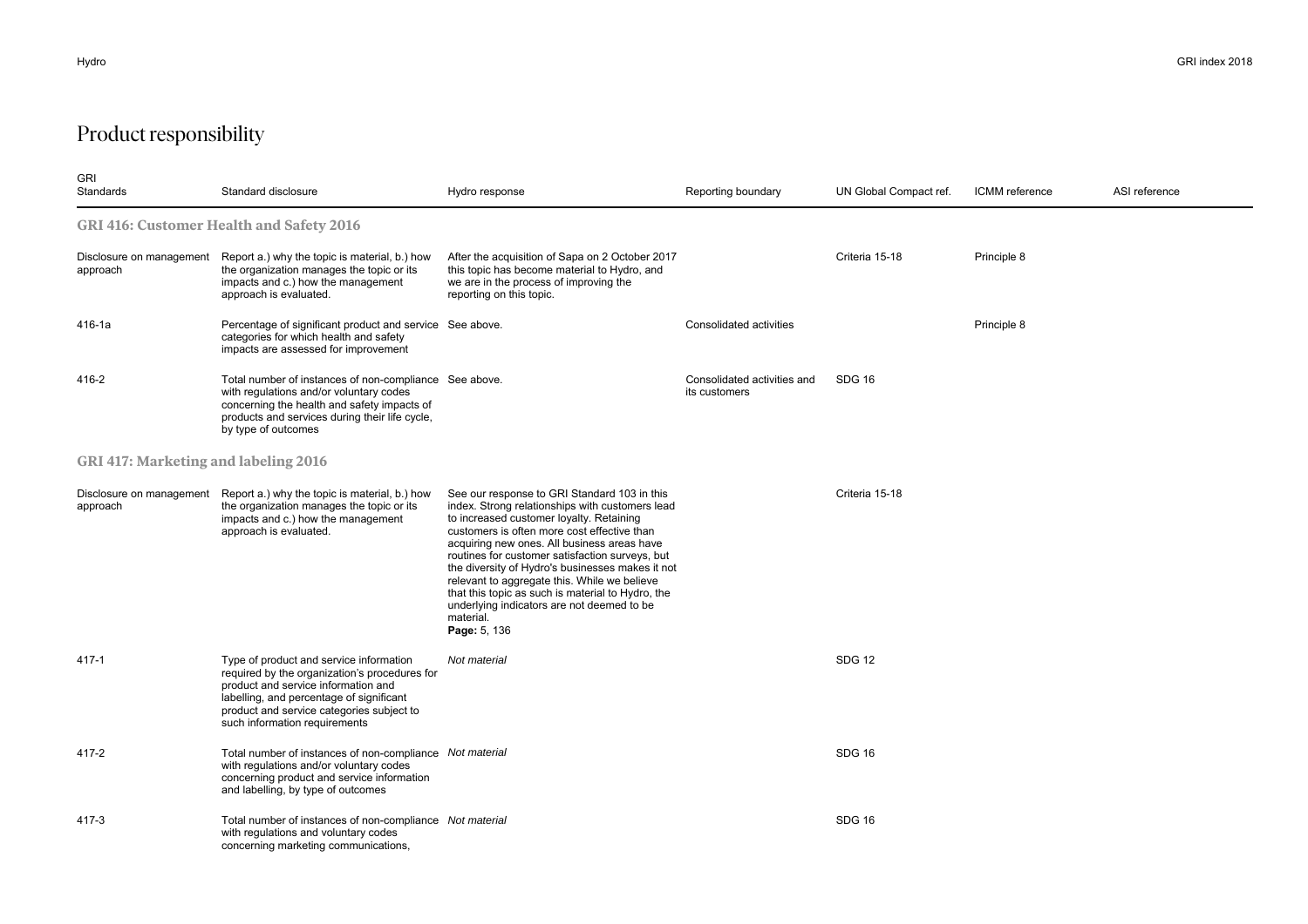# Product responsibility

| GRI Standards | Standard disclosure | Hydro response | Reporting boundary | UN Global Compact ref. | ICMM reference | ASI reference |
|---|---|---|---|---|---|---|
| **GRI 416: Customer Health and Safety 2016** | | | | | | |
| Disclosure on management approach | Report a.) why the topic is material, b.) how the organization manages the topic or its impacts and c.) how the management approach is evaluated. | After the acquisition of Sapa on 2 October 2017 this topic has become material to Hydro, and we are in the process of improving the reporting on this topic. | | Criteria 15-18 | Principle 8 | |
| 416-1a | Percentage of significant product and service categories for which health and safety impacts are assessed for improvement | See above. | Consolidated activities | | Principle 8 | |
| 416-2 | Total number of instances of non-compliance with regulations and/or voluntary codes concerning the health and safety impacts of products and services during their life cycle, by type of outcomes | See above. | Consolidated activities and its customers | SDG 16 | | |
| **GRI 417: Marketing and labeling 2016** | | | | | | |
| Disclosure on management approach | Report a.) why the topic is material, b.) how the organization manages the topic or its impacts and c.) how the management approach is evaluated. | See our response to GRI Standard 103 in this index. Strong relationships with customers lead to increased customer loyalty. Retaining customers is often more cost effective than acquiring new ones. All business areas have routines for customer satisfaction surveys, but the diversity of Hydro's businesses makes it not relevant to aggregate this. While we believe that this topic as such is material to Hydro, the underlying indicators are not deemed to be material. **Page:** 5, 136 | | Criteria 15-18 | | |
| 417-1 | Type of product and service information required by the organization's procedures for product and service information and labelling, and percentage of significant product and service categories subject to such information requirements | *Not material* | | SDG 12 | | |
| 417-2 | Total number of instances of non-compliance with regulations and/or voluntary codes concerning product and service information and labelling, by type of outcomes | *Not material* | | SDG 16 | | |
| 417-3 | Total number of instances of non-compliance with regulations and voluntary codes concerning marketing communications, | *Not material* | | SDG 16 | | |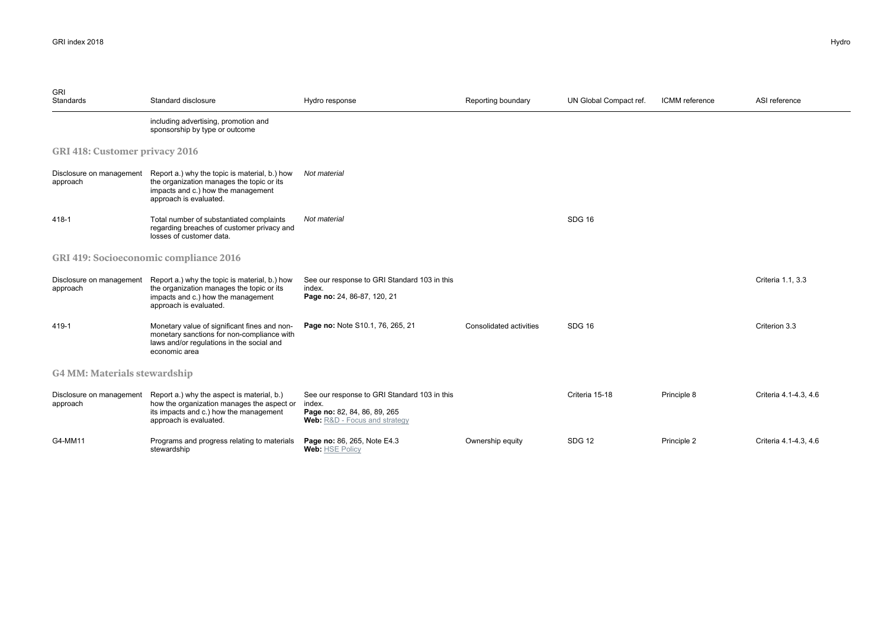| GRI Standards | Standard disclosure | Hydro response | Reporting boundary | UN Global Compact ref. | ICMM reference | ASI reference |
|---|---|---|---|---|---|---|
| | including advertising, promotion and sponsorship by type or outcome | | | | | |

### GRI 418: Customer privacy 2016

| GRI Standards | Standard disclosure | Hydro response | Reporting boundary | UN Global Compact ref. | ICMM reference | ASI reference |
|---|---|---|---|---|---|---|
| Disclosure on management approach | Report a.) why the topic is material, b.) how the organization manages the topic or its impacts and c.) how the management approach is evaluated. | *Not material* | | | | |
| 418-1 | Total number of substantiated complaints regarding breaches of customer privacy and losses of customer data. | *Not material* | | SDG 16 | | |

### GRI 419: Socioeconomic compliance 2016

| GRI Standards | Standard disclosure | Hydro response | Reporting boundary | UN Global Compact ref. | ICMM reference | ASI reference |
|---|---|---|---|---|---|---|
| Disclosure on management approach | Report a.) why the topic is material, b.) how the organization manages the topic or its impacts and c.) how the management approach is evaluated. | See our response to GRI Standard 103 in this index. **Page no:** 24, 86-87, 120, 21 | | | | Criteria 1.1, 3.3 |
| 419-1 | Monetary value of significant fines and non-monetary sanctions for non-compliance with laws and/or regulations in the social and economic area | **Page no:** Note S10.1, 76, 265, 21 | Consolidated activities | SDG 16 | | Criterion 3.3 |

### G4 MM: Materials stewardship

| GRI Standards | Standard disclosure | Hydro response | Reporting boundary | UN Global Compact ref. | ICMM reference | ASI reference |
|---|---|---|---|---|---|---|
| Disclosure on management approach | Report a.) why the aspect is material, b.) how the organization manages the aspect or its impacts and c.) how the management approach is evaluated. | See our response to GRI Standard 103 in this index. **Page no:** 82, 84, 86, 89, 265 **Web:** R&D - Focus and strategy | | Criteria 15-18 | Principle 8 | Criteria 4.1-4.3, 4.6 |
| G4-MM11 | Programs and progress relating to materials stewardship | **Page no:** 86, 265, Note E4.3 **Web:** HSE Policy | Ownership equity | SDG 12 | Principle 2 | Criteria 4.1-4.3, 4.6 |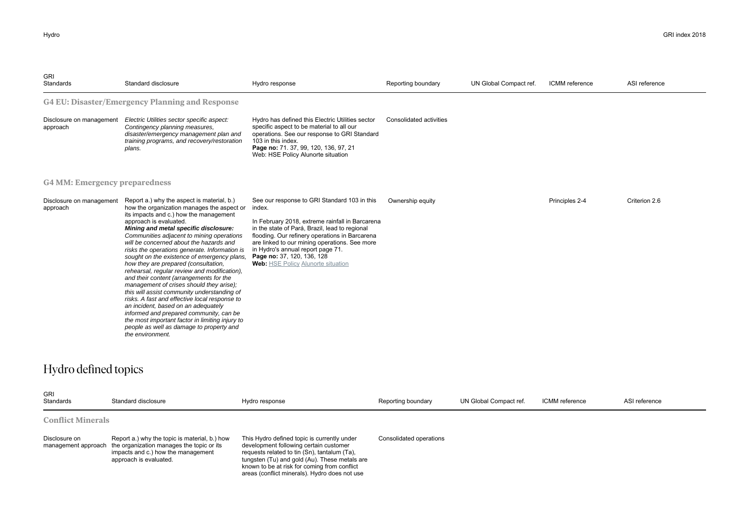| GRI Standards | Standard disclosure | Hydro response | Reporting boundary | UN Global Compact ref. | ICMM reference | ASI reference |
|---|---|---|---|---|---|---|
| **G4 EU: Disaster/Emergency Planning and Response** | | | | | | |
| Disclosure on management approach | *Electric Utilities sector specific aspect: Contingency planning measures, disaster/emergency management plan and training programs, and recovery/restoration plans.* | Hydro has defined this Electric Utilities sector specific aspect to be material to all our operations. See our response to GRI Standard 103 in this index. **Page no:** 71. 37, 99, 120, 136, 97, 21 Web: HSE Policy Alunorte situation | Consolidated activities | | | |
| **G4 MM: Emergency preparedness** | | | | | | |
| Disclosure on management approach | Report a.) why the aspect is material, b.) how the organization manages the aspect or its impacts and c.) how the management approach is evaluated. ***Mining and metal specific disclosure:*** *Communities adjacent to mining operations will be concerned about the hazards and risks the operations generate. Information is sought on the existence of emergency plans, how they are prepared (consultation, rehearsal, regular review and modification), and their content (arrangements for the management of crises should they arise); this will assist community understanding of risks. A fast and effective local response to an incident, based on an adequately informed and prepared community, can be the most important factor in limiting injury to people as well as damage to property and the environment.* | See our response to GRI Standard 103 in this index. In February 2018, extreme rainfall in Barcarena in the state of Pará, Brazil, lead to regional flooding. Our refinery operations in Barcarena are linked to our mining operations. See more in Hydro's annual report page 71. **Page no:** 37, 120, 136, 128 **Web:** HSE Policy Alunorte situation | Ownership equity | | Principles 2-4 | Criterion 2.6 |

# Hydro defined topics

| GRI Standards | Standard disclosure | Hydro response | Reporting boundary | UN Global Compact ref. | ICMM reference | ASI reference |
|---|---|---|---|---|---|---|
| **Conflict Minerals** | | | | | | |
| Disclosure on management approach | Report a.) why the topic is material, b.) how the organization manages the topic or its impacts and c.) how the management approach is evaluated. | This Hydro defined topic is currently under development following certain customer requests related to tin (Sn), tantalum (Ta), tungsten (Tu) and gold (Au). These metals are known to be at risk for coming from conflict areas (conflict minerals). Hydro does not use | Consolidated operations | | | |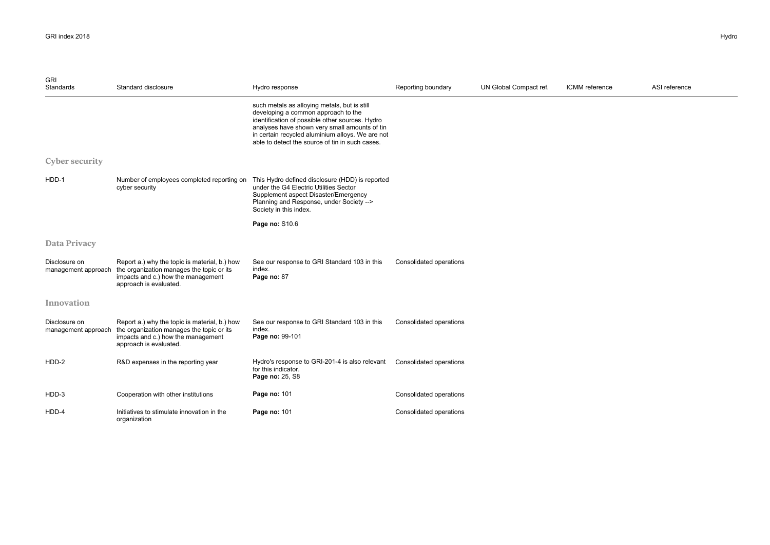| GRI Standards | Standard disclosure | Hydro response | Reporting boundary | UN Global Compact ref. | ICMM reference | ASI reference |
|---|---|---|---|---|---|---|
| | | such metals as alloying metals, but is still developing a common approach to the identification of possible other sources. Hydro analyses have shown very small amounts of tin in certain recycled aluminium alloys. We are not able to detect the source of tin in such cases. | | | | |
| **Cyber security** | | | | | | |
| HDD-1 | Number of employees completed reporting on cyber security | This Hydro defined disclosure (HDD) is reported under the G4 Electric Utilities Sector Supplement aspect Disaster/Emergency Planning and Response, under Society --> Society in this index. **Page no:** S10.6 | | | | |
| **Data Privacy** | | | | | | |
| Disclosure on management approach | Report a.) why the topic is material, b.) how the organization manages the topic or its impacts and c.) how the management approach is evaluated. | See our response to GRI Standard 103 in this index. **Page no:** 87 | Consolidated operations | | | |
| **Innovation** | | | | | | |
| Disclosure on management approach | Report a.) why the topic is material, b.) how the organization manages the topic or its impacts and c.) how the management approach is evaluated. | See our response to GRI Standard 103 in this index. **Page no:** 99-101 | Consolidated operations | | | |
| HDD-2 | R&D expenses in the reporting year | Hydro's response to GRI-201-4 is also relevant for this indicator. **Page no:** 25, S8 | Consolidated operations | | | |
| HDD-3 | Cooperation with other institutions | **Page no:** 101 | Consolidated operations | | | |
| HDD-4 | Initiatives to stimulate innovation in the organization | **Page no:** 101 | Consolidated operations | | | |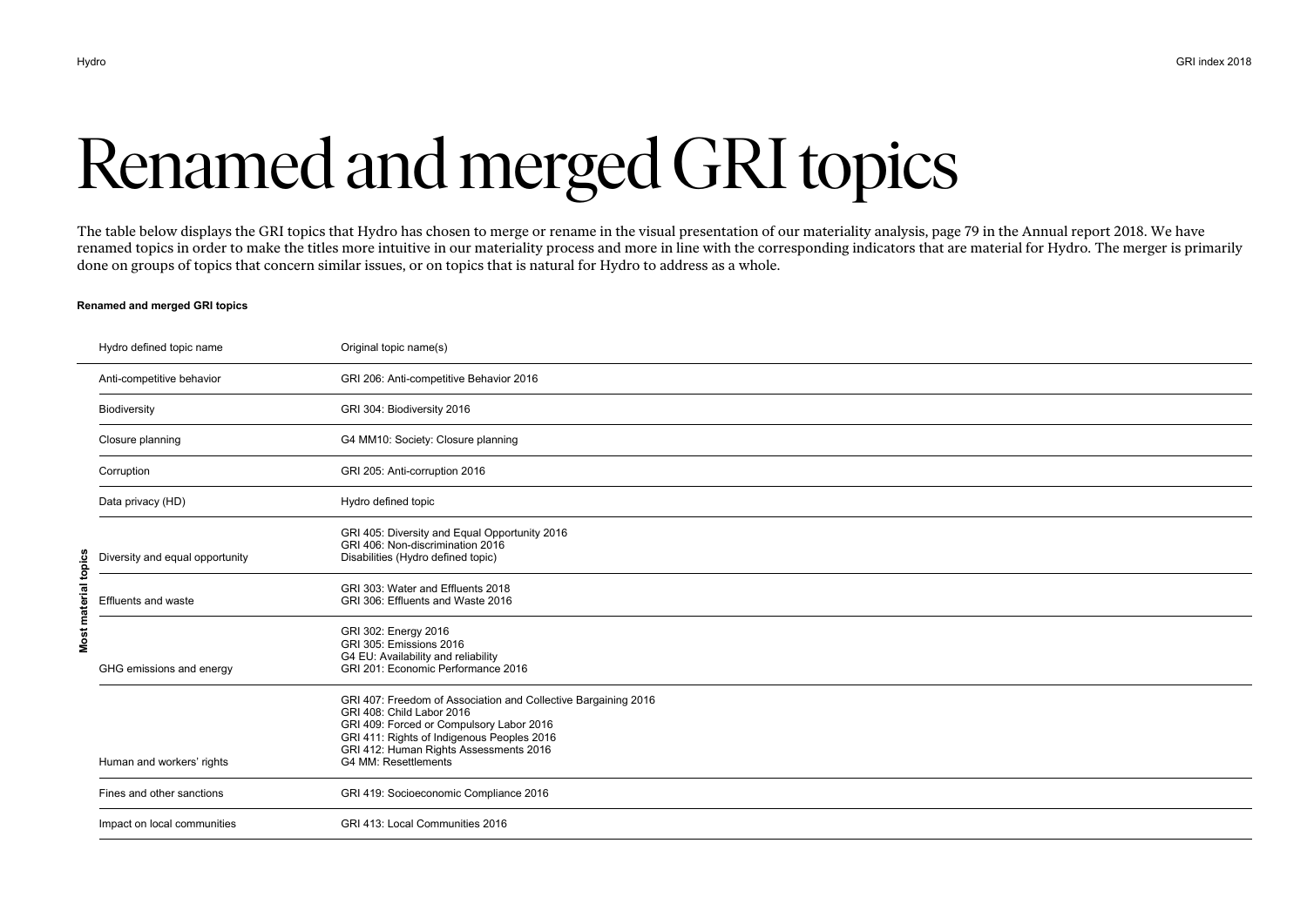# Renamed and merged GRI topics

The table below displays the GRI topics that Hydro has chosen to merge or rename in the visual presentation of our materiality analysis, page 79 in the Annual report 2018. We have renamed topics in order to make the titles more intuitive in our materiality process and more in line with the corresponding indicators that are material for Hydro. The merger is primarily done on groups of topics that concern similar issues, or on topics that is natural for Hydro to address as a whole.

**Renamed and merged GRI topics**

| | Hydro defined topic name | Original topic name(s) |
|---|---|---|
| Most material topics | Anti-competitive behavior | GRI 206: Anti-competitive Behavior 2016 |
| | Biodiversity | GRI 304: Biodiversity 2016 |
| | Closure planning | G4 MM10: Society: Closure planning |
| | Corruption | GRI 205: Anti-corruption 2016 |
| | Data privacy (HD) | Hydro defined topic |
| | Diversity and equal opportunity | GRI 405: Diversity and Equal Opportunity 2016<br>GRI 406: Non-discrimination 2016<br>Disabilities (Hydro defined topic) |
| | Effluents and waste | GRI 303: Water and Effluents 2018<br>GRI 306: Effluents and Waste 2016 |
| | GHG emissions and energy | GRI 302: Energy 2016<br>GRI 305: Emissions 2016<br>G4 EU: Availability and reliability<br>GRI 201: Economic Performance 2016 |
| | Human and workers' rights | GRI 407: Freedom of Association and Collective Bargaining 2016<br>GRI 408: Child Labor 2016<br>GRI 409: Forced or Compulsory Labor 2016<br>GRI 411: Rights of Indigenous Peoples 2016<br>GRI 412: Human Rights Assessments 2016<br>G4 MM: Resettlements |
| | Fines and other sanctions | GRI 419: Socioeconomic Compliance 2016 |
| | Impact on local communities | GRI 413: Local Communities 2016 |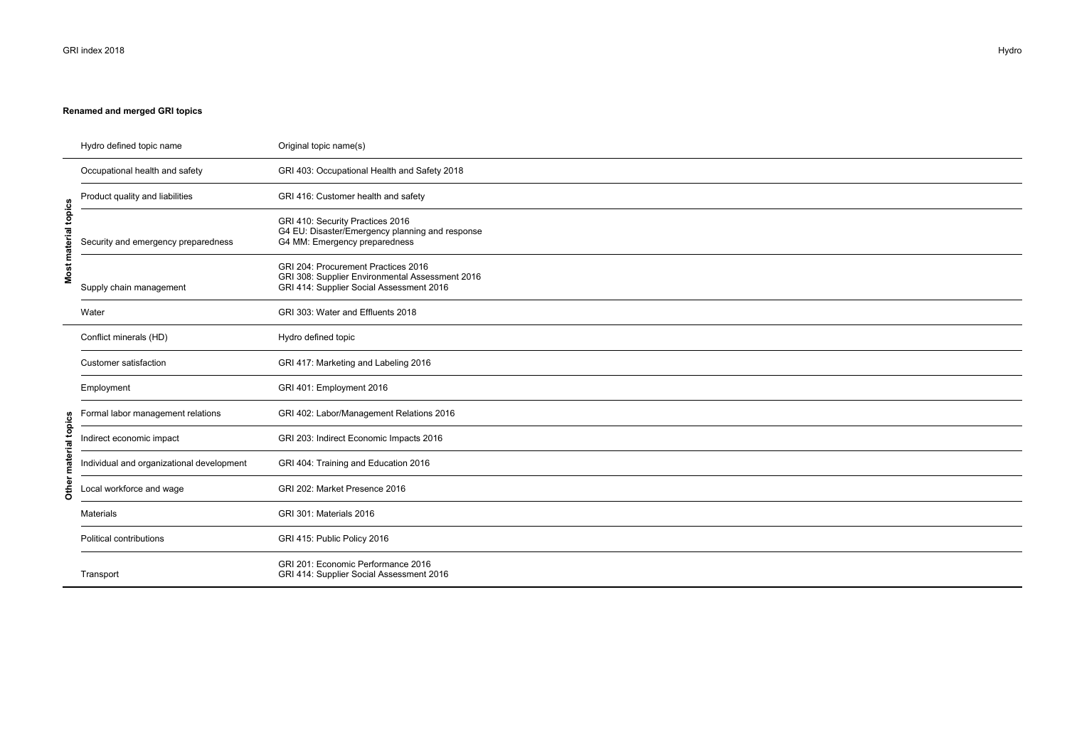### Renamed and merged GRI topics

| | Hydro defined topic name | Original topic name(s) |
|---|---|---|
| Most material topics | Occupational health and safety | GRI 403: Occupational Health and Safety 2018 |
| | Product quality and liabilities | GRI 416: Customer health and safety |
| | Security and emergency preparedness | GRI 410: Security Practices 2016<br>G4 EU: Disaster/Emergency planning and response<br>G4 MM: Emergency preparedness |
| | Supply chain management | GRI 204: Procurement Practices 2016<br>GRI 308: Supplier Environmental Assessment 2016<br>GRI 414: Supplier Social Assessment 2016 |
| | Water | GRI 303: Water and Effluents 2018 |
| Other material topics | Conflict minerals (HD) | Hydro defined topic |
| | Customer satisfaction | GRI 417: Marketing and Labeling 2016 |
| | Employment | GRI 401: Employment 2016 |
| | Formal labor management relations | GRI 402: Labor/Management Relations 2016 |
| | Indirect economic impact | GRI 203: Indirect Economic Impacts 2016 |
| | Individual and organizational development | GRI 404: Training and Education 2016 |
| | Local workforce and wage | GRI 202: Market Presence 2016 |
| | Materials | GRI 301: Materials 2016 |
| | Political contributions | GRI 415: Public Policy 2016 |
| | Transport | GRI 201: Economic Performance 2016<br>GRI 414: Supplier Social Assessment 2016 |